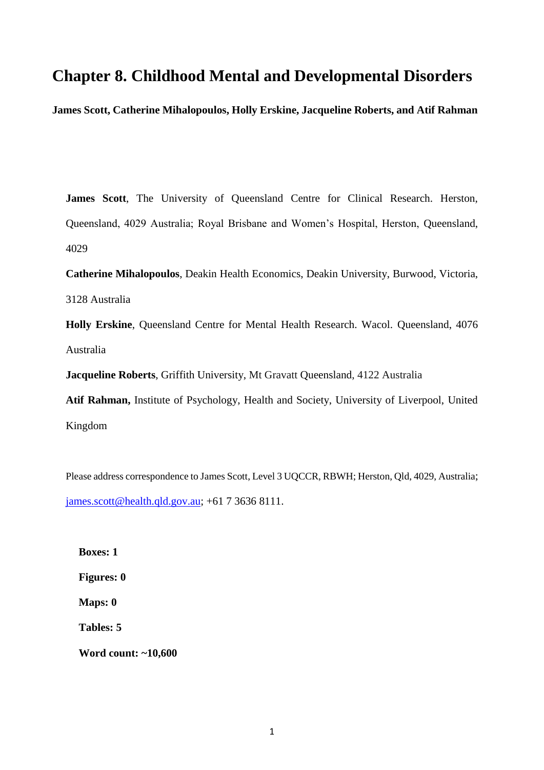# Chapter 8. Childhood Mental and Developmental Disorders

**James Scott, Catherine Mihalopoulos, Holly Erskine, Jacqueline Roberts, and Atif Rahman**

**James Scott**, The University of Queensland Centre for Clinical Research. Herston, Queensland, 4029 Australia; Royal Brisbane and Women's Hospital, Herston, Queensland, 4029

**Catherine Mihalopoulos**, Deakin Health Economics, Deakin University, Burwood, Victoria, 3128 Australia

**Holly Erskine**, Queensland Centre for Mental Health Research. Wacol. Queensland, 4076 Australia

**Jacqueline Roberts**, Griffith University, Mt Gravatt Queensland, 4122 Australia

**Atif Rahman,** Institute of Psychology, Health and Society, University of Liverpool, United Kingdom

Please address correspondence to James Scott, Level 3 UQCCR, RBWH; Herston, Qld, 4029, Australia; james.scott@health.qld.gov.au; +61 7 3636 8111.

**Boxes: 1**

**Figures: 0**

**Maps: 0**

**Tables: 5**

**Word count: ~10,600**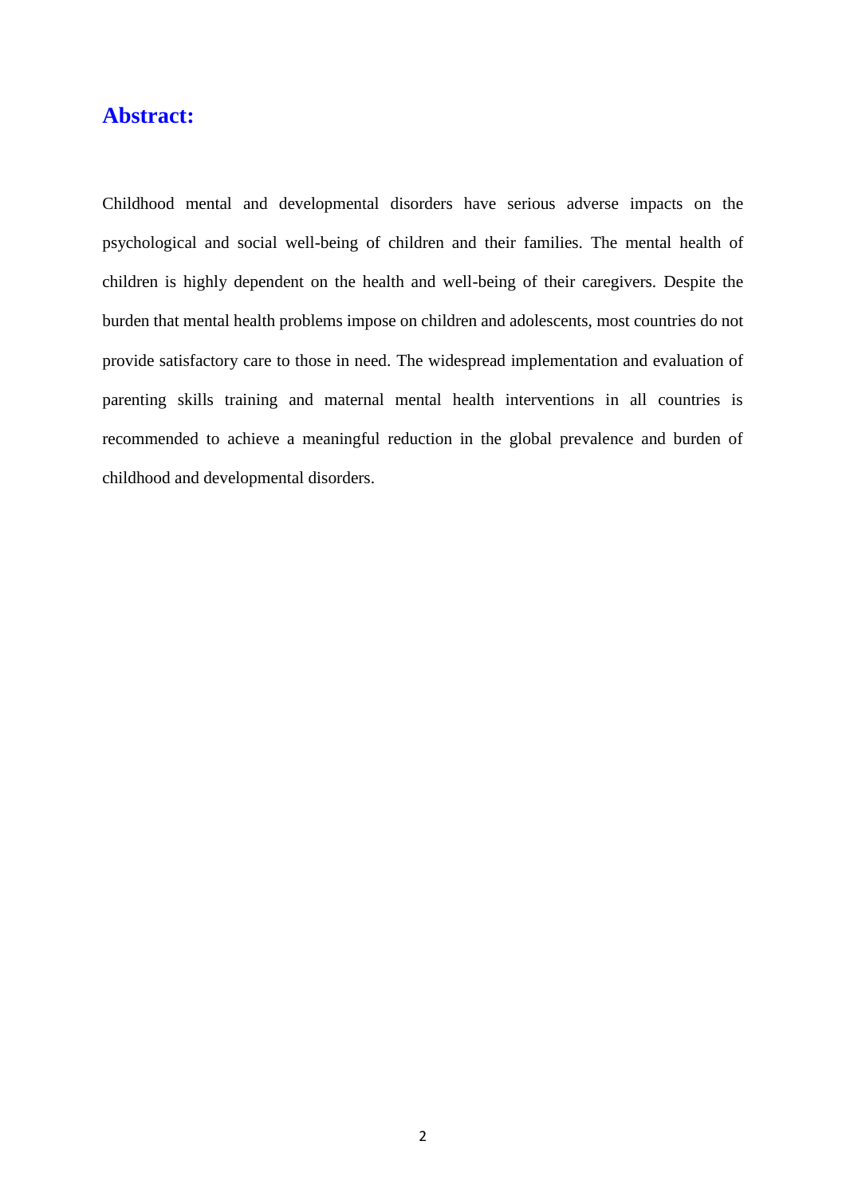## Abstract:

Childhood mental and developmental disorders have serious adverse impacts on the psychological and social well-being of children and their families. The mental health of children is highly dependent on the health and well-being of their caregivers. Despite the burden that mental health problems impose on children and adolescents, most countries do not provide satisfactory care to those in need. The widespread implementation and evaluation of parenting skills training and maternal mental health interventions in all countries is recommended to achieve a meaningful reduction in the global prevalence and burden of childhood and developmental disorders.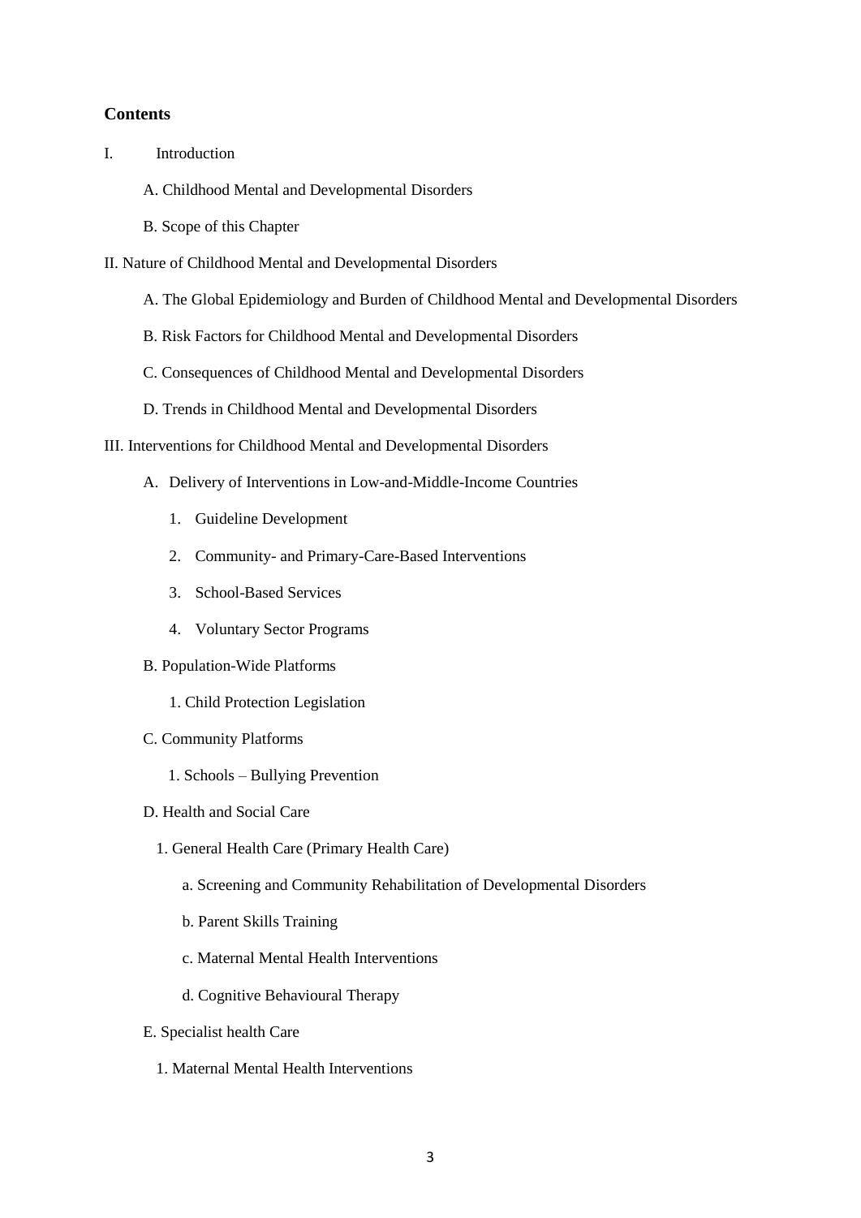**Contents**

I. Introduction

- A. Childhood Mental and Developmental Disorders
- B. Scope of this Chapter

II. Nature of Childhood Mental and Developmental Disorders

- A. The Global Epidemiology and Burden of Childhood Mental and Developmental Disorders
- B. Risk Factors for Childhood Mental and Developmental Disorders
- C. Consequences of Childhood Mental and Developmental Disorders
- D. Trends in Childhood Mental and Developmental Disorders

III. Interventions for Childhood Mental and Developmental Disorders

- A. Delivery of Interventions in Low-and-Middle-Income Countries
  1. Guideline Development
  2. Community- and Primary-Care-Based Interventions
  3. School-Based Services
  4. Voluntary Sector Programs
- B. Population-Wide Platforms
  1. Child Protection Legislation
- C. Community Platforms
  1. Schools – Bullying Prevention
- D. Health and Social Care
  1. General Health Care (Primary Health Care)
     - a. Screening and Community Rehabilitation of Developmental Disorders
     - b. Parent Skills Training
     - c. Maternal Mental Health Interventions
     - d. Cognitive Behavioural Therapy
- E. Specialist health Care
  1. Maternal Mental Health Interventions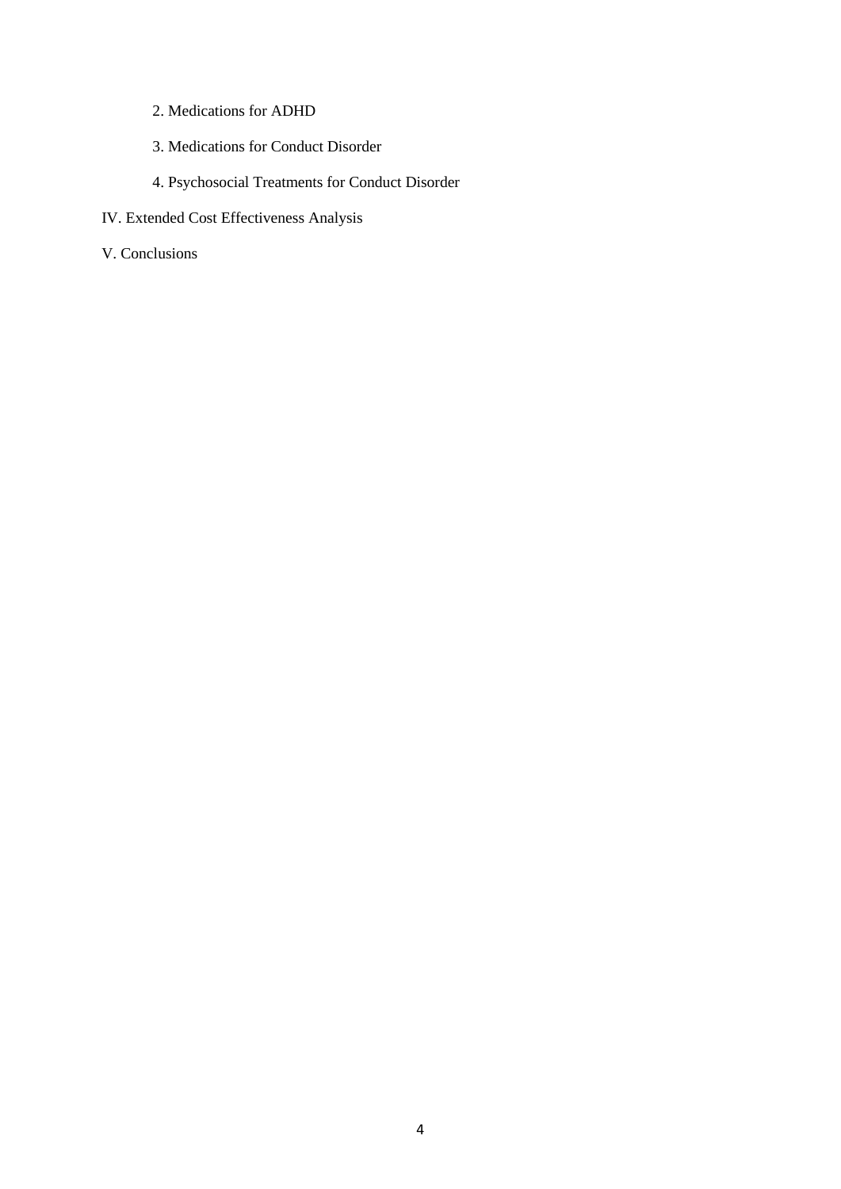2. Medications for ADHD

3. Medications for Conduct Disorder

4. Psychosocial Treatments for Conduct Disorder

IV. Extended Cost Effectiveness Analysis

V. Conclusions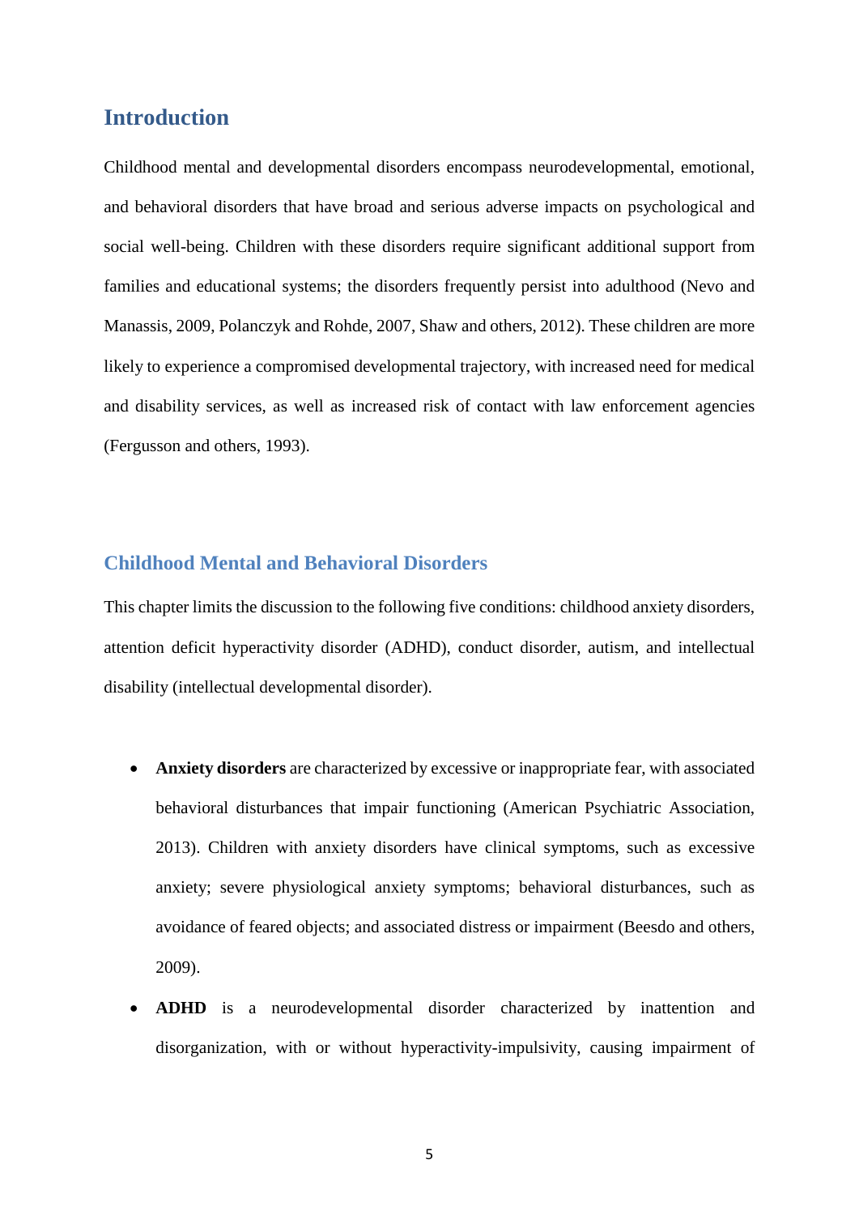## Introduction

Childhood mental and developmental disorders encompass neurodevelopmental, emotional, and behavioral disorders that have broad and serious adverse impacts on psychological and social well-being. Children with these disorders require significant additional support from families and educational systems; the disorders frequently persist into adulthood (Nevo and Manassis, 2009, Polanczyk and Rohde, 2007, Shaw and others, 2012). These children are more likely to experience a compromised developmental trajectory, with increased need for medical and disability services, as well as increased risk of contact with law enforcement agencies (Fergusson and others, 1993).

### Childhood Mental and Behavioral Disorders

This chapter limits the discussion to the following five conditions: childhood anxiety disorders, attention deficit hyperactivity disorder (ADHD), conduct disorder, autism, and intellectual disability (intellectual developmental disorder).

- **Anxiety disorders** are characterized by excessive or inappropriate fear, with associated behavioral disturbances that impair functioning (American Psychiatric Association, 2013). Children with anxiety disorders have clinical symptoms, such as excessive anxiety; severe physiological anxiety symptoms; behavioral disturbances, such as avoidance of feared objects; and associated distress or impairment (Beesdo and others, 2009).
- **ADHD** is a neurodevelopmental disorder characterized by inattention and disorganization, with or without hyperactivity-impulsivity, causing impairment of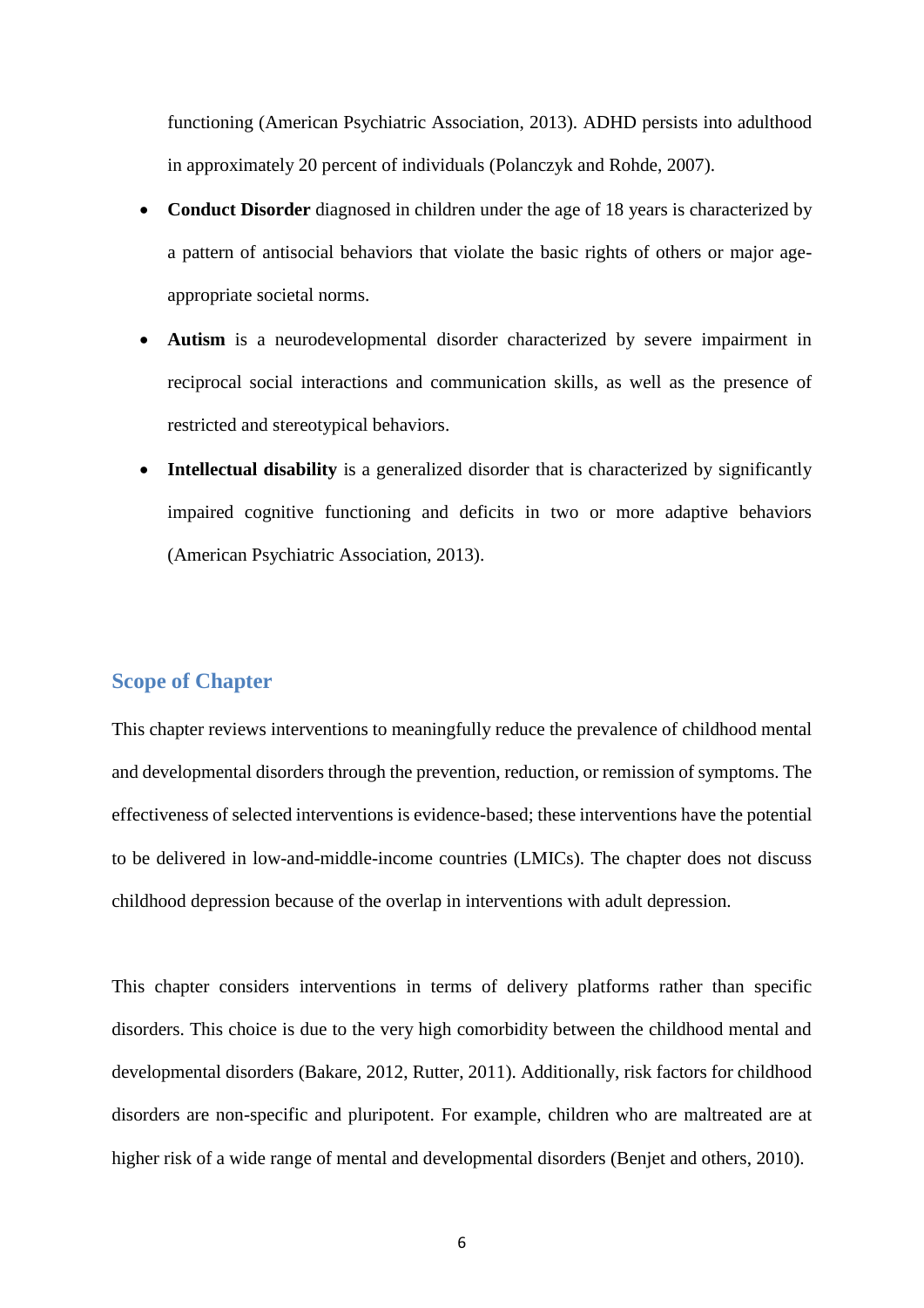functioning (American Psychiatric Association, 2013). ADHD persists into adulthood in approximately 20 percent of individuals (Polanczyk and Rohde, 2007).

- **Conduct Disorder** diagnosed in children under the age of 18 years is characterized by a pattern of antisocial behaviors that violate the basic rights of others or major age-appropriate societal norms.
- **Autism** is a neurodevelopmental disorder characterized by severe impairment in reciprocal social interactions and communication skills, as well as the presence of restricted and stereotypical behaviors.
- **Intellectual disability** is a generalized disorder that is characterized by significantly impaired cognitive functioning and deficits in two or more adaptive behaviors (American Psychiatric Association, 2013).

## Scope of Chapter

This chapter reviews interventions to meaningfully reduce the prevalence of childhood mental and developmental disorders through the prevention, reduction, or remission of symptoms. The effectiveness of selected interventions is evidence-based; these interventions have the potential to be delivered in low-and-middle-income countries (LMICs). The chapter does not discuss childhood depression because of the overlap in interventions with adult depression.

This chapter considers interventions in terms of delivery platforms rather than specific disorders. This choice is due to the very high comorbidity between the childhood mental and developmental disorders (Bakare, 2012, Rutter, 2011). Additionally, risk factors for childhood disorders are non-specific and pluripotent. For example, children who are maltreated are at higher risk of a wide range of mental and developmental disorders (Benjet and others, 2010).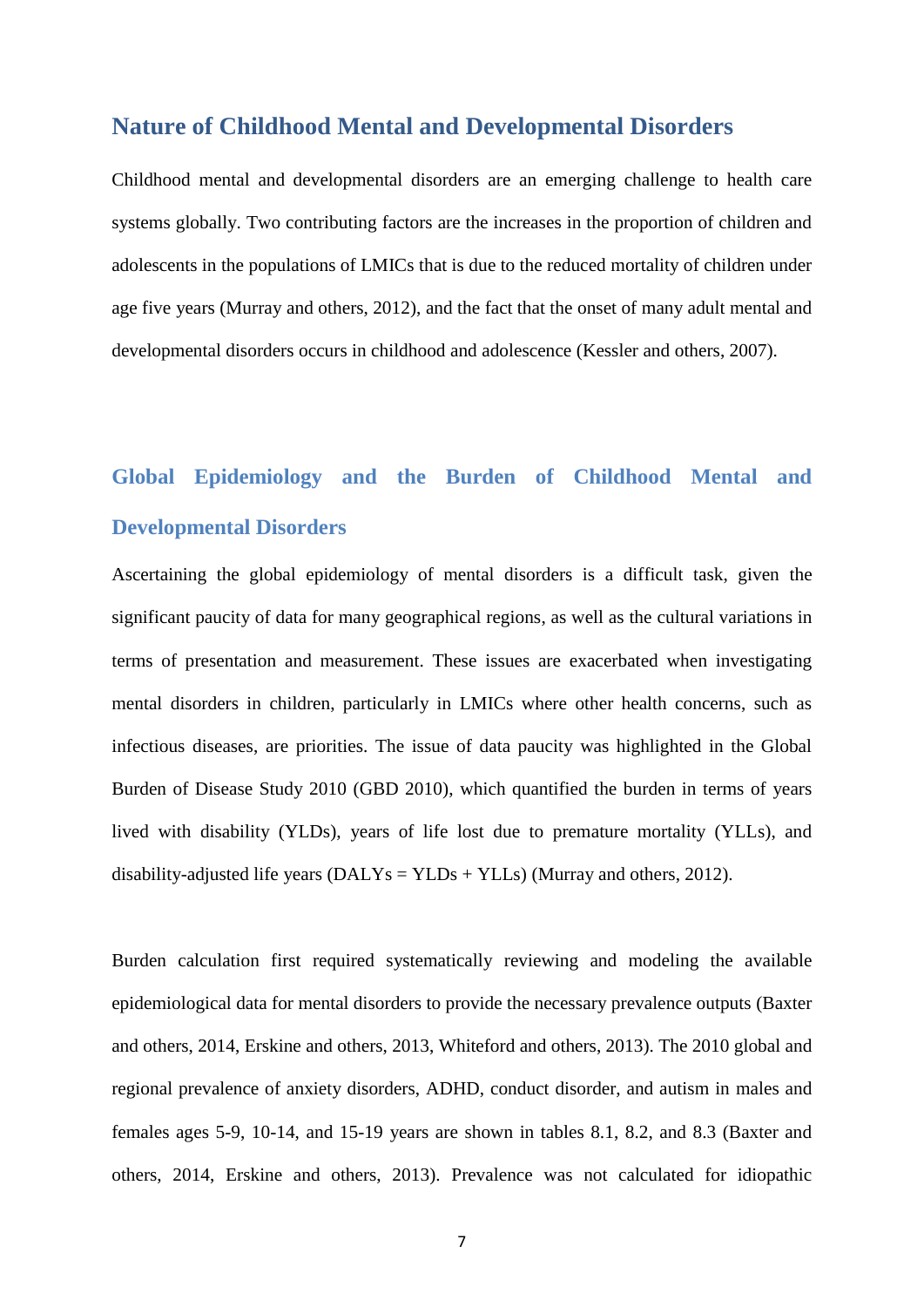## Nature of Childhood Mental and Developmental Disorders

Childhood mental and developmental disorders are an emerging challenge to health care systems globally. Two contributing factors are the increases in the proportion of children and adolescents in the populations of LMICs that is due to the reduced mortality of children under age five years (Murray and others, 2012), and the fact that the onset of many adult mental and developmental disorders occurs in childhood and adolescence (Kessler and others, 2007).

### Global Epidemiology and the Burden of Childhood Mental and Developmental Disorders

Ascertaining the global epidemiology of mental disorders is a difficult task, given the significant paucity of data for many geographical regions, as well as the cultural variations in terms of presentation and measurement. These issues are exacerbated when investigating mental disorders in children, particularly in LMICs where other health concerns, such as infectious diseases, are priorities. The issue of data paucity was highlighted in the Global Burden of Disease Study 2010 (GBD 2010), which quantified the burden in terms of years lived with disability (YLDs), years of life lost due to premature mortality (YLLs), and disability-adjusted life years (DALYs = YLDs + YLLs) (Murray and others, 2012).

Burden calculation first required systematically reviewing and modeling the available epidemiological data for mental disorders to provide the necessary prevalence outputs (Baxter and others, 2014, Erskine and others, 2013, Whiteford and others, 2013). The 2010 global and regional prevalence of anxiety disorders, ADHD, conduct disorder, and autism in males and females ages 5-9, 10-14, and 15-19 years are shown in tables 8.1, 8.2, and 8.3 (Baxter and others, 2014, Erskine and others, 2013). Prevalence was not calculated for idiopathic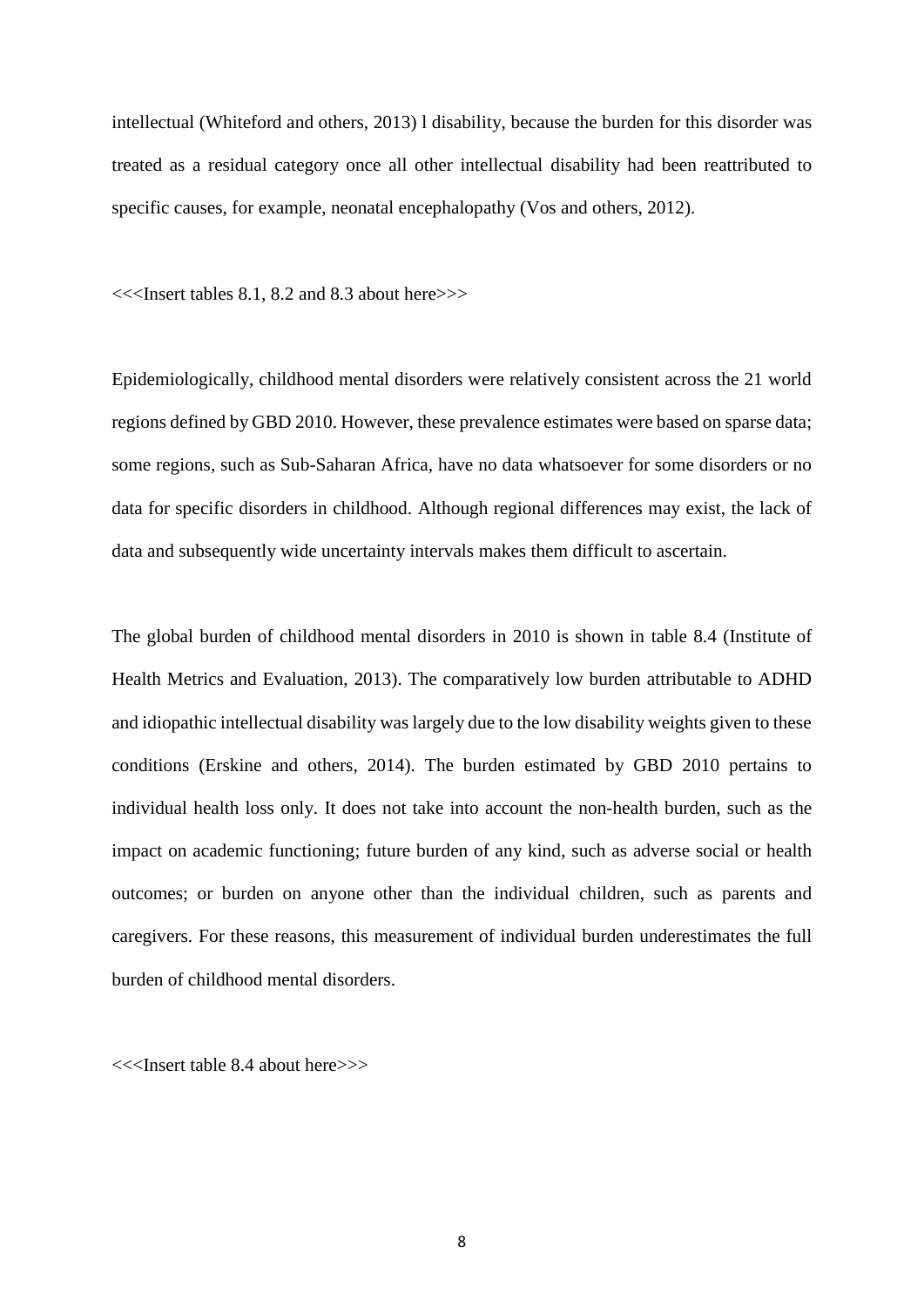intellectual (Whiteford and others, 2013) l disability, because the burden for this disorder was treated as a residual category once all other intellectual disability had been reattributed to specific causes, for example, neonatal encephalopathy (Vos and others, 2012).

<<<Insert tables 8.1, 8.2 and 8.3 about here>>>

Epidemiologically, childhood mental disorders were relatively consistent across the 21 world regions defined by GBD 2010. However, these prevalence estimates were based on sparse data; some regions, such as Sub-Saharan Africa, have no data whatsoever for some disorders or no data for specific disorders in childhood. Although regional differences may exist, the lack of data and subsequently wide uncertainty intervals makes them difficult to ascertain.

The global burden of childhood mental disorders in 2010 is shown in table 8.4 (Institute of Health Metrics and Evaluation, 2013). The comparatively low burden attributable to ADHD and idiopathic intellectual disability was largely due to the low disability weights given to these conditions (Erskine and others, 2014). The burden estimated by GBD 2010 pertains to individual health loss only. It does not take into account the non-health burden, such as the impact on academic functioning; future burden of any kind, such as adverse social or health outcomes; or burden on anyone other than the individual children, such as parents and caregivers. For these reasons, this measurement of individual burden underestimates the full burden of childhood mental disorders.

<<<Insert table 8.4 about here>>>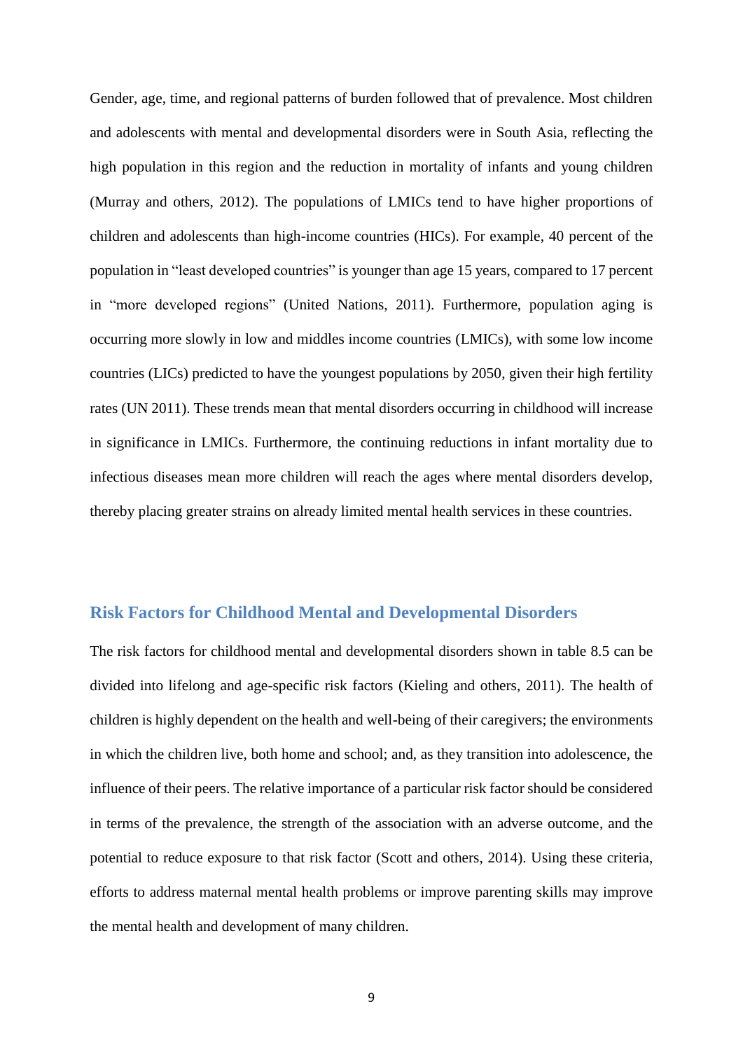Gender, age, time, and regional patterns of burden followed that of prevalence. Most children and adolescents with mental and developmental disorders were in South Asia, reflecting the high population in this region and the reduction in mortality of infants and young children (Murray and others, 2012). The populations of LMICs tend to have higher proportions of children and adolescents than high-income countries (HICs). For example, 40 percent of the population in "least developed countries" is younger than age 15 years, compared to 17 percent in "more developed regions" (United Nations, 2011). Furthermore, population aging is occurring more slowly in low and middles income countries (LMICs), with some low income countries (LICs) predicted to have the youngest populations by 2050, given their high fertility rates (UN 2011). These trends mean that mental disorders occurring in childhood will increase in significance in LMICs. Furthermore, the continuing reductions in infant mortality due to infectious diseases mean more children will reach the ages where mental disorders develop, thereby placing greater strains on already limited mental health services in these countries.

## Risk Factors for Childhood Mental and Developmental Disorders

The risk factors for childhood mental and developmental disorders shown in table 8.5 can be divided into lifelong and age-specific risk factors (Kieling and others, 2011). The health of children is highly dependent on the health and well-being of their caregivers; the environments in which the children live, both home and school; and, as they transition into adolescence, the influence of their peers. The relative importance of a particular risk factor should be considered in terms of the prevalence, the strength of the association with an adverse outcome, and the potential to reduce exposure to that risk factor (Scott and others, 2014). Using these criteria, efforts to address maternal mental health problems or improve parenting skills may improve the mental health and development of many children.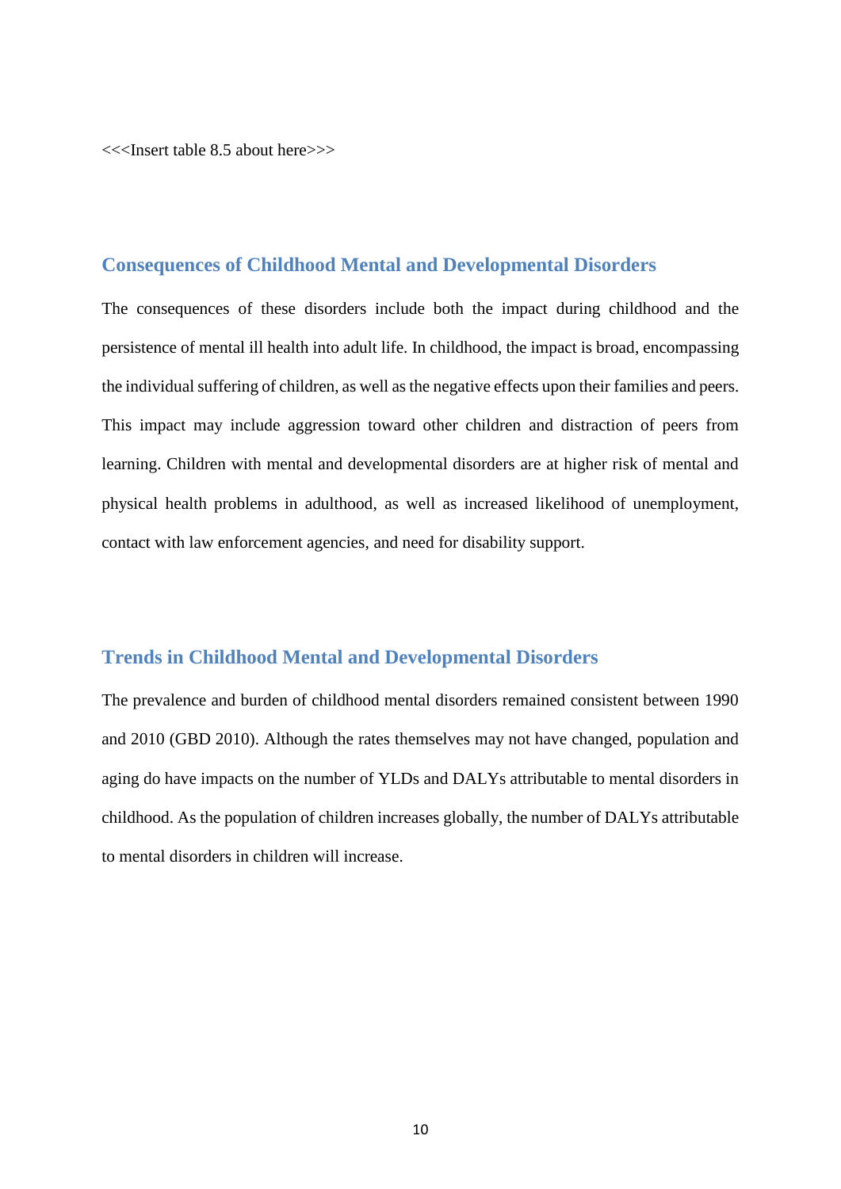<<<Insert table 8.5 about here>>>

## Consequences of Childhood Mental and Developmental Disorders

The consequences of these disorders include both the impact during childhood and the persistence of mental ill health into adult life. In childhood, the impact is broad, encompassing the individual suffering of children, as well as the negative effects upon their families and peers. This impact may include aggression toward other children and distraction of peers from learning. Children with mental and developmental disorders are at higher risk of mental and physical health problems in adulthood, as well as increased likelihood of unemployment, contact with law enforcement agencies, and need for disability support.

## Trends in Childhood Mental and Developmental Disorders

The prevalence and burden of childhood mental disorders remained consistent between 1990 and 2010 (GBD 2010). Although the rates themselves may not have changed, population and aging do have impacts on the number of YLDs and DALYs attributable to mental disorders in childhood. As the population of children increases globally, the number of DALYs attributable to mental disorders in children will increase.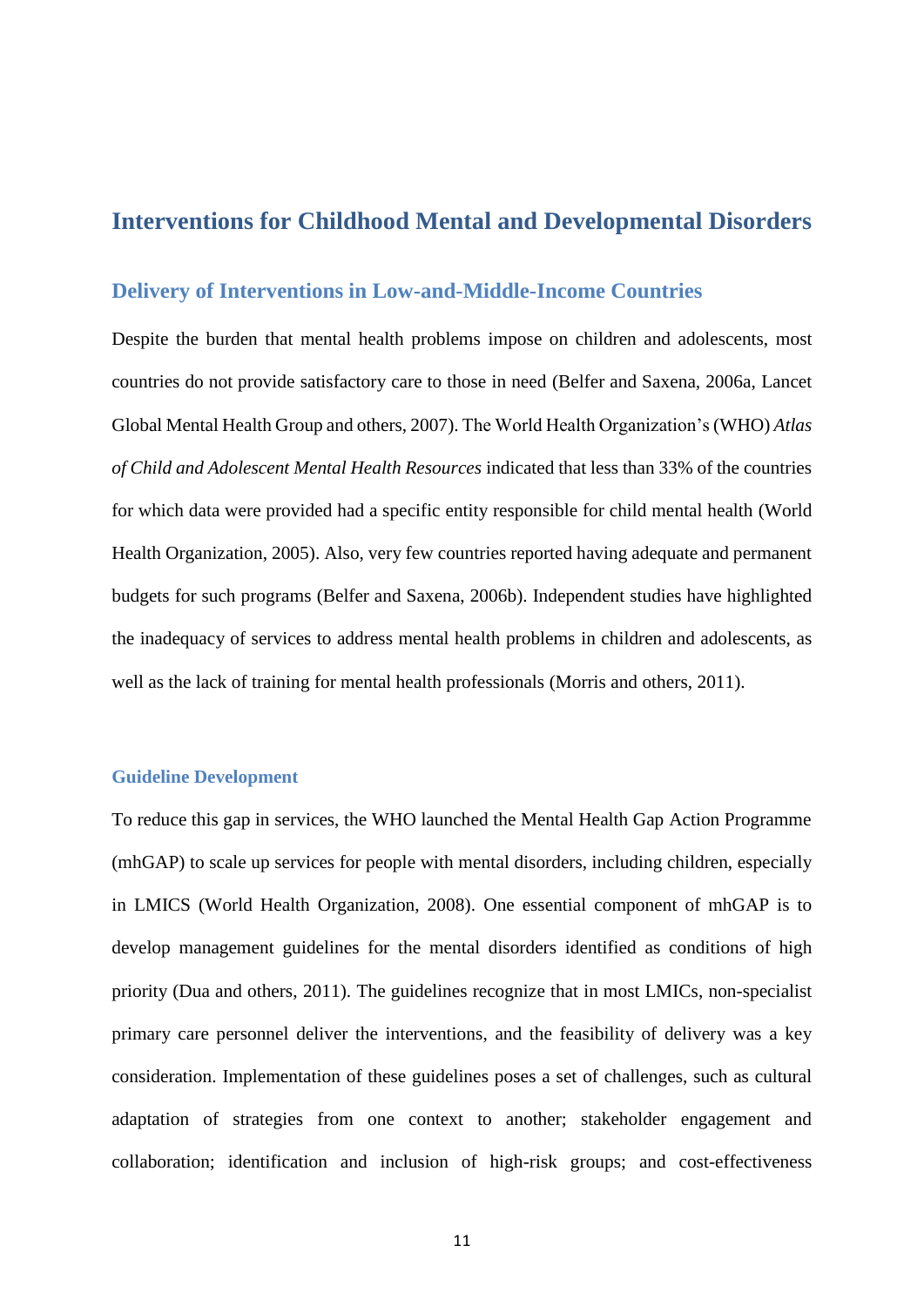## Interventions for Childhood Mental and Developmental Disorders

### Delivery of Interventions in Low-and-Middle-Income Countries

Despite the burden that mental health problems impose on children and adolescents, most countries do not provide satisfactory care to those in need (Belfer and Saxena, 2006a, Lancet Global Mental Health Group and others, 2007). The World Health Organization's (WHO) *Atlas of Child and Adolescent Mental Health Resources* indicated that less than 33% of the countries for which data were provided had a specific entity responsible for child mental health (World Health Organization, 2005). Also, very few countries reported having adequate and permanent budgets for such programs (Belfer and Saxena, 2006b). Independent studies have highlighted the inadequacy of services to address mental health problems in children and adolescents, as well as the lack of training for mental health professionals (Morris and others, 2011).

#### Guideline Development

To reduce this gap in services, the WHO launched the Mental Health Gap Action Programme (mhGAP) to scale up services for people with mental disorders, including children, especially in LMICS (World Health Organization, 2008). One essential component of mhGAP is to develop management guidelines for the mental disorders identified as conditions of high priority (Dua and others, 2011). The guidelines recognize that in most LMICs, non-specialist primary care personnel deliver the interventions, and the feasibility of delivery was a key consideration. Implementation of these guidelines poses a set of challenges, such as cultural adaptation of strategies from one context to another; stakeholder engagement and collaboration; identification and inclusion of high-risk groups; and cost-effectiveness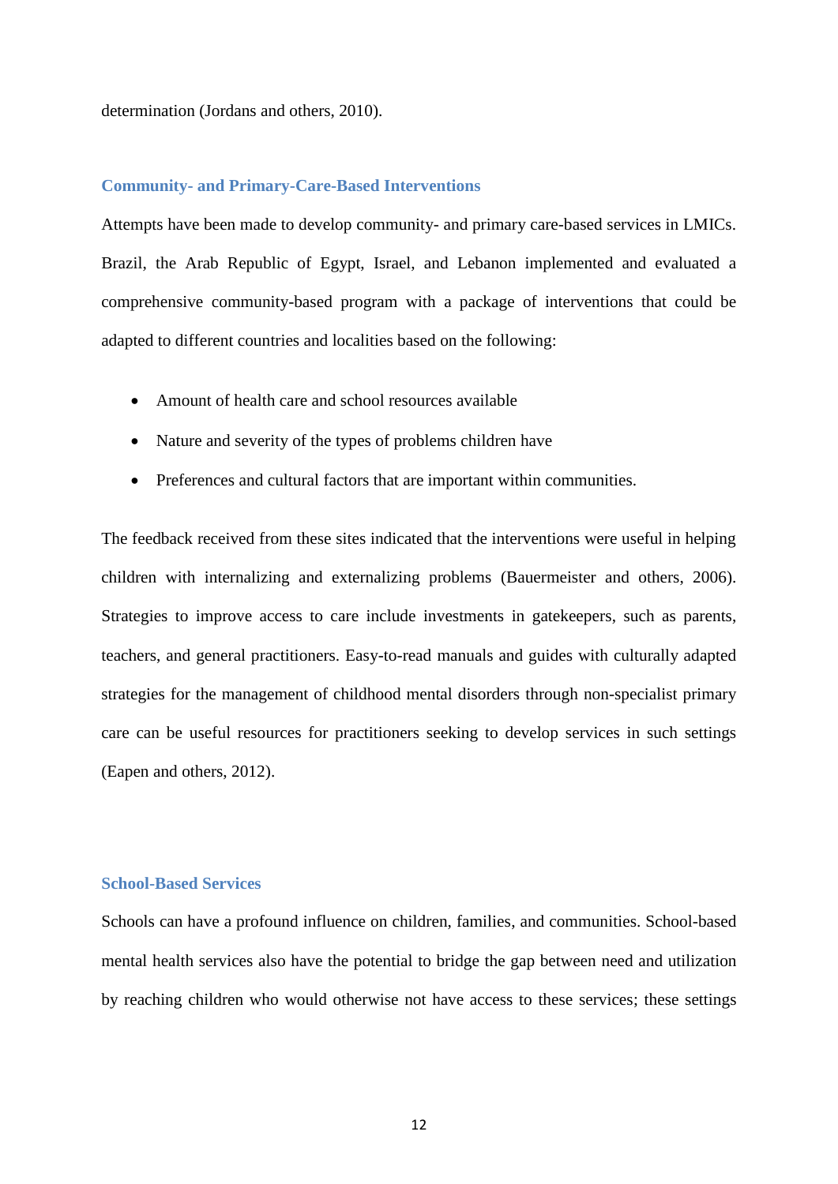determination (Jordans and others, 2010).

### Community- and Primary-Care-Based Interventions

Attempts have been made to develop community- and primary care-based services in LMICs. Brazil, the Arab Republic of Egypt, Israel, and Lebanon implemented and evaluated a comprehensive community-based program with a package of interventions that could be adapted to different countries and localities based on the following:

- Amount of health care and school resources available
- Nature and severity of the types of problems children have
- Preferences and cultural factors that are important within communities.

The feedback received from these sites indicated that the interventions were useful in helping children with internalizing and externalizing problems (Bauermeister and others, 2006). Strategies to improve access to care include investments in gatekeepers, such as parents, teachers, and general practitioners. Easy-to-read manuals and guides with culturally adapted strategies for the management of childhood mental disorders through non-specialist primary care can be useful resources for practitioners seeking to develop services in such settings (Eapen and others, 2012).

### School-Based Services

Schools can have a profound influence on children, families, and communities. School-based mental health services also have the potential to bridge the gap between need and utilization by reaching children who would otherwise not have access to these services; these settings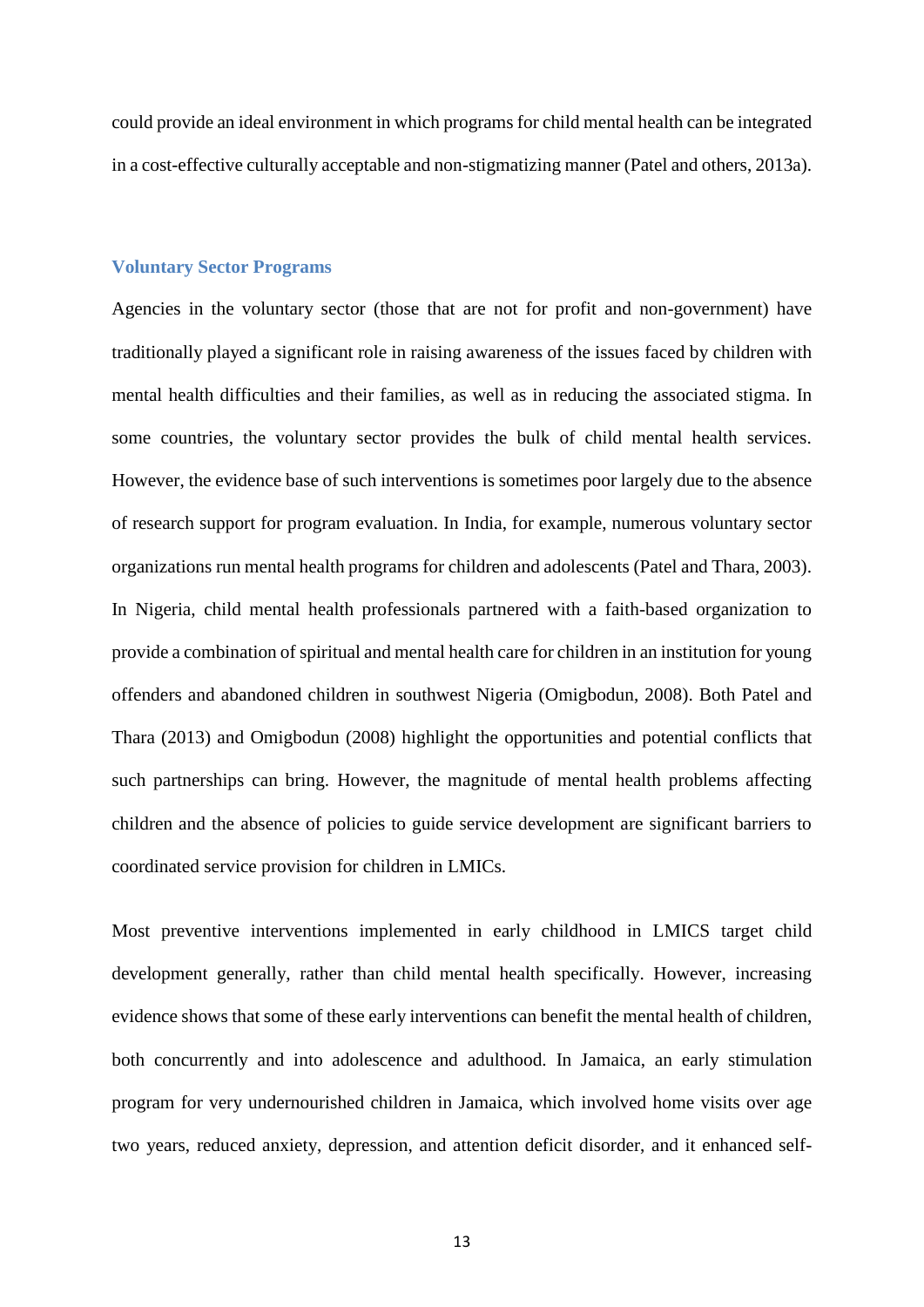could provide an ideal environment in which programs for child mental health can be integrated in a cost-effective culturally acceptable and non-stigmatizing manner (Patel and others, 2013a).

### Voluntary Sector Programs

Agencies in the voluntary sector (those that are not for profit and non-government) have traditionally played a significant role in raising awareness of the issues faced by children with mental health difficulties and their families, as well as in reducing the associated stigma. In some countries, the voluntary sector provides the bulk of child mental health services. However, the evidence base of such interventions is sometimes poor largely due to the absence of research support for program evaluation. In India, for example, numerous voluntary sector organizations run mental health programs for children and adolescents (Patel and Thara, 2003). In Nigeria, child mental health professionals partnered with a faith-based organization to provide a combination of spiritual and mental health care for children in an institution for young offenders and abandoned children in southwest Nigeria (Omigbodun, 2008). Both Patel and Thara (2013) and Omigbodun (2008) highlight the opportunities and potential conflicts that such partnerships can bring. However, the magnitude of mental health problems affecting children and the absence of policies to guide service development are significant barriers to coordinated service provision for children in LMICs.

Most preventive interventions implemented in early childhood in LMICS target child development generally, rather than child mental health specifically. However, increasing evidence shows that some of these early interventions can benefit the mental health of children, both concurrently and into adolescence and adulthood. In Jamaica, an early stimulation program for very undernourished children in Jamaica, which involved home visits over age two years, reduced anxiety, depression, and attention deficit disorder, and it enhanced self-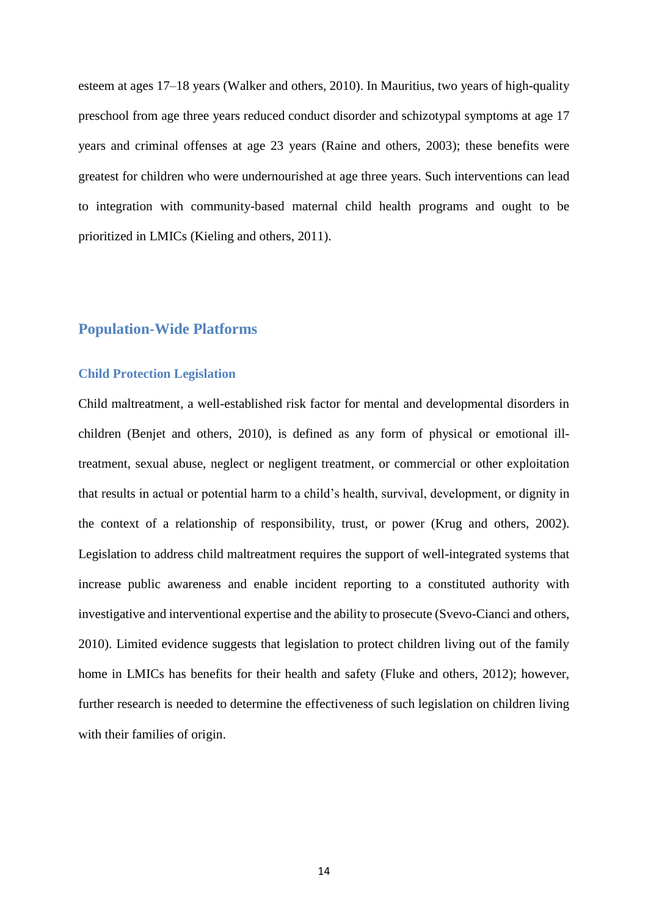esteem at ages 17–18 years (Walker and others, 2010). In Mauritius, two years of high-quality preschool from age three years reduced conduct disorder and schizotypal symptoms at age 17 years and criminal offenses at age 23 years (Raine and others, 2003); these benefits were greatest for children who were undernourished at age three years. Such interventions can lead to integration with community-based maternal child health programs and ought to be prioritized in LMICs (Kieling and others, 2011).

## Population-Wide Platforms

### Child Protection Legislation

Child maltreatment, a well-established risk factor for mental and developmental disorders in children (Benjet and others, 2010), is defined as any form of physical or emotional ill-treatment, sexual abuse, neglect or negligent treatment, or commercial or other exploitation that results in actual or potential harm to a child's health, survival, development, or dignity in the context of a relationship of responsibility, trust, or power (Krug and others, 2002). Legislation to address child maltreatment requires the support of well-integrated systems that increase public awareness and enable incident reporting to a constituted authority with investigative and interventional expertise and the ability to prosecute (Svevo-Cianci and others, 2010). Limited evidence suggests that legislation to protect children living out of the family home in LMICs has benefits for their health and safety (Fluke and others, 2012); however, further research is needed to determine the effectiveness of such legislation on children living with their families of origin.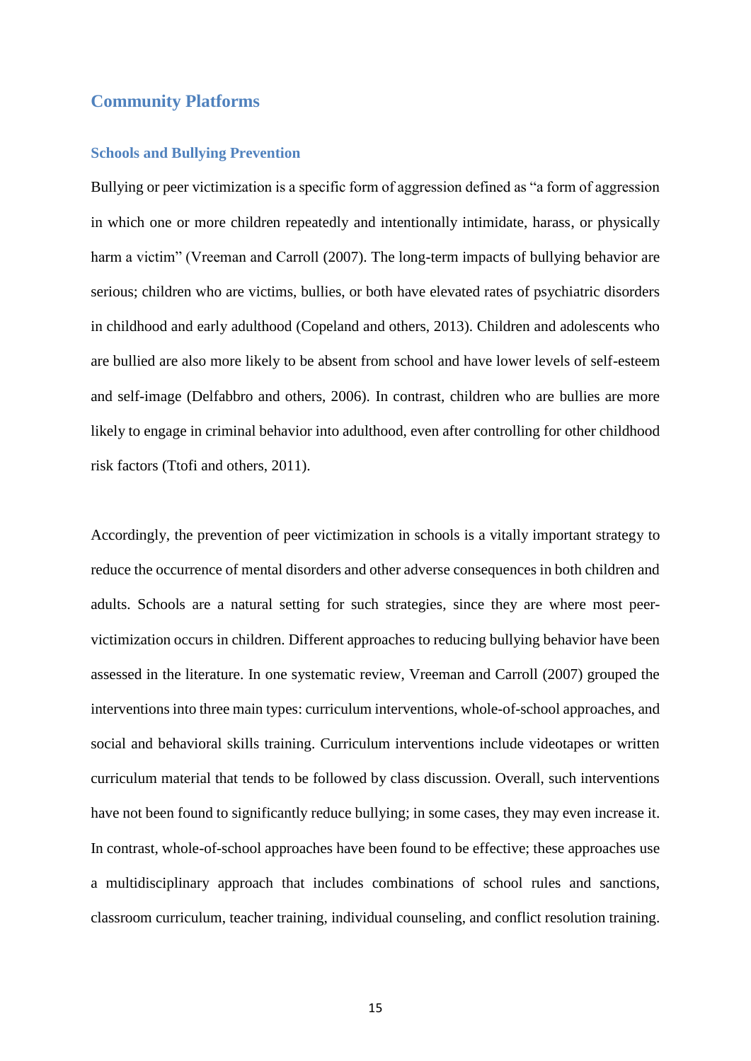## Community Platforms

### Schools and Bullying Prevention

Bullying or peer victimization is a specific form of aggression defined as "a form of aggression in which one or more children repeatedly and intentionally intimidate, harass, or physically harm a victim" (Vreeman and Carroll (2007). The long-term impacts of bullying behavior are serious; children who are victims, bullies, or both have elevated rates of psychiatric disorders in childhood and early adulthood (Copeland and others, 2013). Children and adolescents who are bullied are also more likely to be absent from school and have lower levels of self-esteem and self-image (Delfabbro and others, 2006). In contrast, children who are bullies are more likely to engage in criminal behavior into adulthood, even after controlling for other childhood risk factors (Ttofi and others, 2011).

Accordingly, the prevention of peer victimization in schools is a vitally important strategy to reduce the occurrence of mental disorders and other adverse consequences in both children and adults. Schools are a natural setting for such strategies, since they are where most peer-victimization occurs in children. Different approaches to reducing bullying behavior have been assessed in the literature. In one systematic review, Vreeman and Carroll (2007) grouped the interventions into three main types: curriculum interventions, whole-of-school approaches, and social and behavioral skills training. Curriculum interventions include videotapes or written curriculum material that tends to be followed by class discussion. Overall, such interventions have not been found to significantly reduce bullying; in some cases, they may even increase it. In contrast, whole-of-school approaches have been found to be effective; these approaches use a multidisciplinary approach that includes combinations of school rules and sanctions, classroom curriculum, teacher training, individual counseling, and conflict resolution training.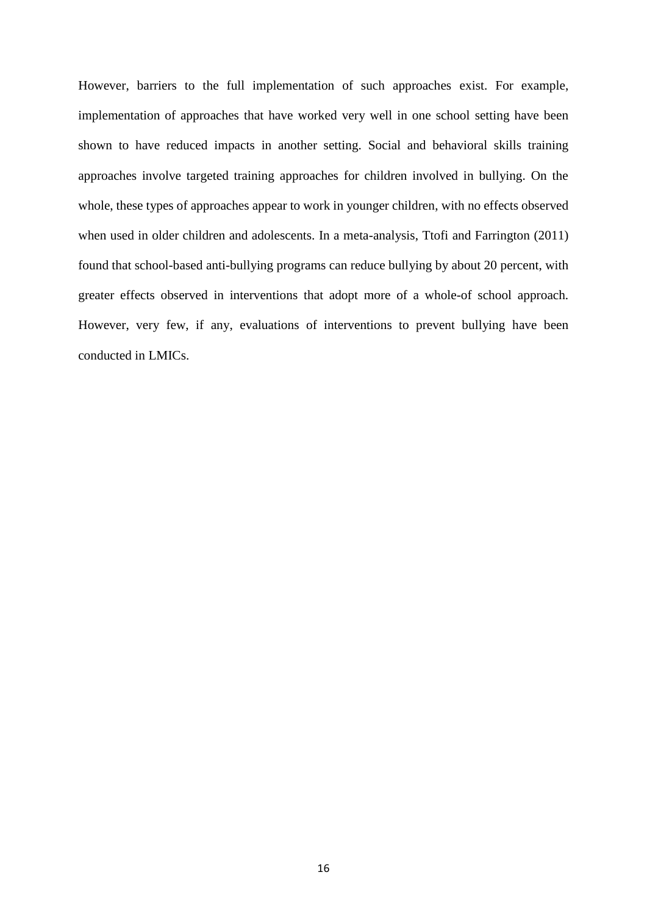However, barriers to the full implementation of such approaches exist. For example, implementation of approaches that have worked very well in one school setting have been shown to have reduced impacts in another setting. Social and behavioral skills training approaches involve targeted training approaches for children involved in bullying. On the whole, these types of approaches appear to work in younger children, with no effects observed when used in older children and adolescents. In a meta-analysis, Ttofi and Farrington (2011) found that school-based anti-bullying programs can reduce bullying by about 20 percent, with greater effects observed in interventions that adopt more of a whole-of school approach. However, very few, if any, evaluations of interventions to prevent bullying have been conducted in LMICs.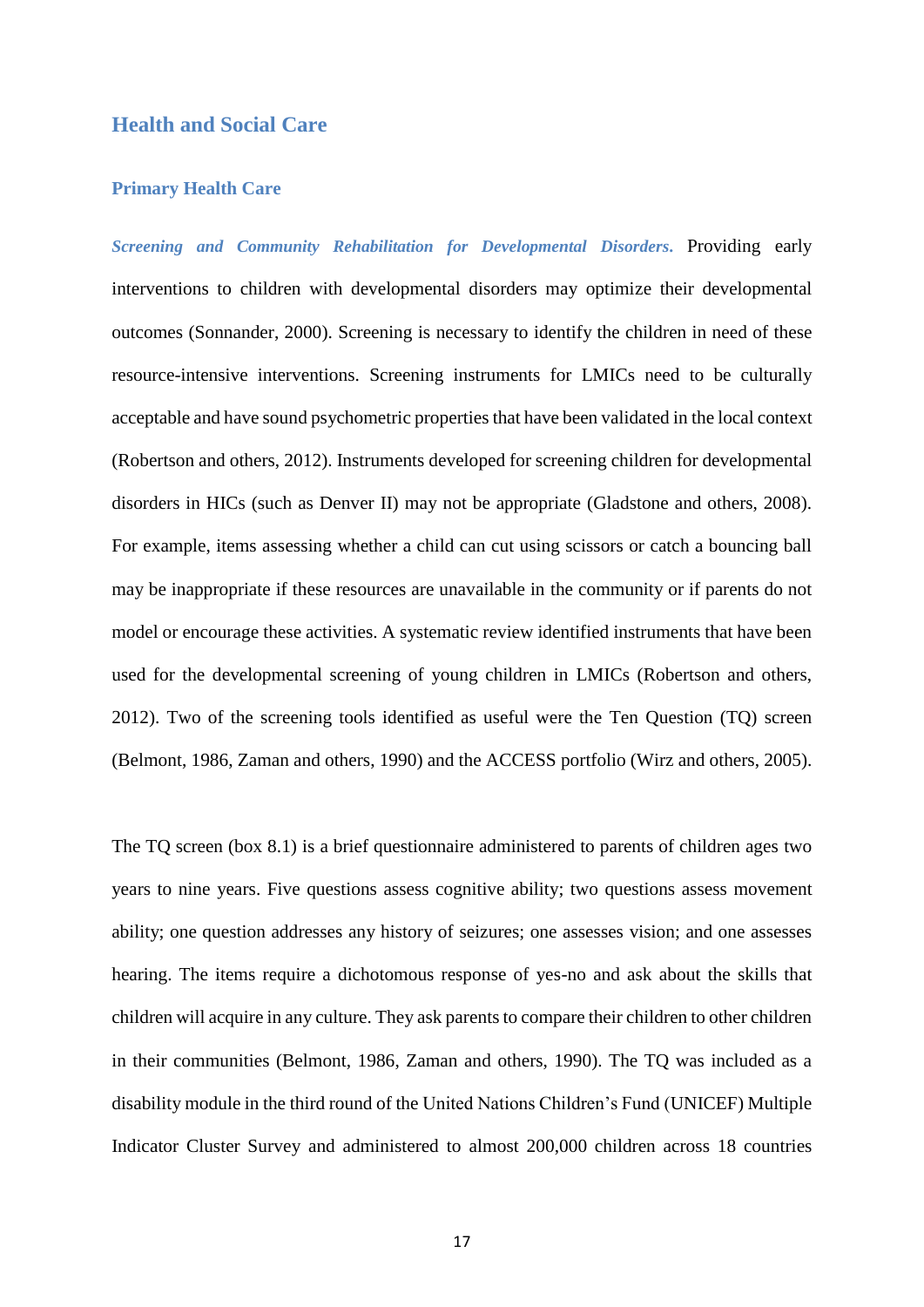## Health and Social Care

### Primary Health Care

***Screening and Community Rehabilitation for Developmental Disorders.*** Providing early interventions to children with developmental disorders may optimize their developmental outcomes (Sonnander, 2000). Screening is necessary to identify the children in need of these resource-intensive interventions. Screening instruments for LMICs need to be culturally acceptable and have sound psychometric properties that have been validated in the local context (Robertson and others, 2012). Instruments developed for screening children for developmental disorders in HICs (such as Denver II) may not be appropriate (Gladstone and others, 2008). For example, items assessing whether a child can cut using scissors or catch a bouncing ball may be inappropriate if these resources are unavailable in the community or if parents do not model or encourage these activities. A systematic review identified instruments that have been used for the developmental screening of young children in LMICs (Robertson and others, 2012). Two of the screening tools identified as useful were the Ten Question (TQ) screen (Belmont, 1986, Zaman and others, 1990) and the ACCESS portfolio (Wirz and others, 2005).

The TQ screen (box 8.1) is a brief questionnaire administered to parents of children ages two years to nine years. Five questions assess cognitive ability; two questions assess movement ability; one question addresses any history of seizures; one assesses vision; and one assesses hearing. The items require a dichotomous response of yes-no and ask about the skills that children will acquire in any culture. They ask parents to compare their children to other children in their communities (Belmont, 1986, Zaman and others, 1990). The TQ was included as a disability module in the third round of the United Nations Children's Fund (UNICEF) Multiple Indicator Cluster Survey and administered to almost 200,000 children across 18 countries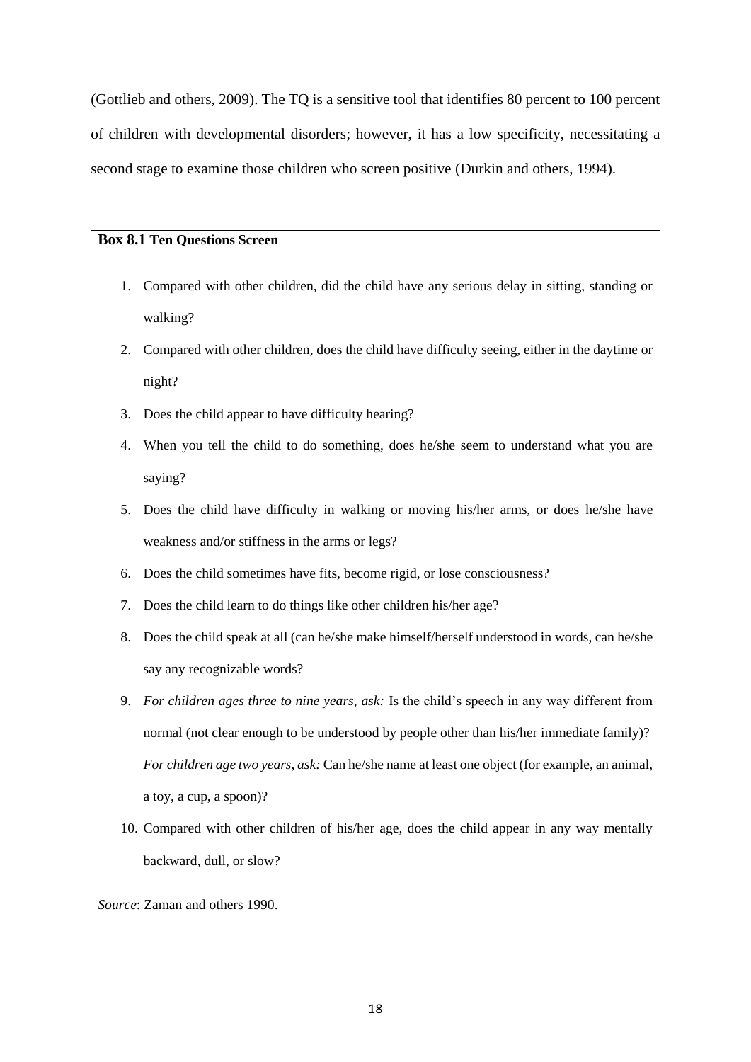(Gottlieb and others, 2009). The TQ is a sensitive tool that identifies 80 percent to 100 percent of children with developmental disorders; however, it has a low specificity, necessitating a second stage to examine those children who screen positive (Durkin and others, 1994).

**Box 8.1 Ten Questions Screen**

1. Compared with other children, did the child have any serious delay in sitting, standing or walking?
2. Compared with other children, does the child have difficulty seeing, either in the daytime or night?
3. Does the child appear to have difficulty hearing?
4. When you tell the child to do something, does he/she seem to understand what you are saying?
5. Does the child have difficulty in walking or moving his/her arms, or does he/she have weakness and/or stiffness in the arms or legs?
6. Does the child sometimes have fits, become rigid, or lose consciousness?
7. Does the child learn to do things like other children his/her age?
8. Does the child speak at all (can he/she make himself/herself understood in words, can he/she say any recognizable words?
9. *For children ages three to nine years, ask:* Is the child's speech in any way different from normal (not clear enough to be understood by people other than his/her immediate family)? *For children age two years, ask:* Can he/she name at least one object (for example, an animal, a toy, a cup, a spoon)?
10. Compared with other children of his/her age, does the child appear in any way mentally backward, dull, or slow?

*Source*: Zaman and others 1990.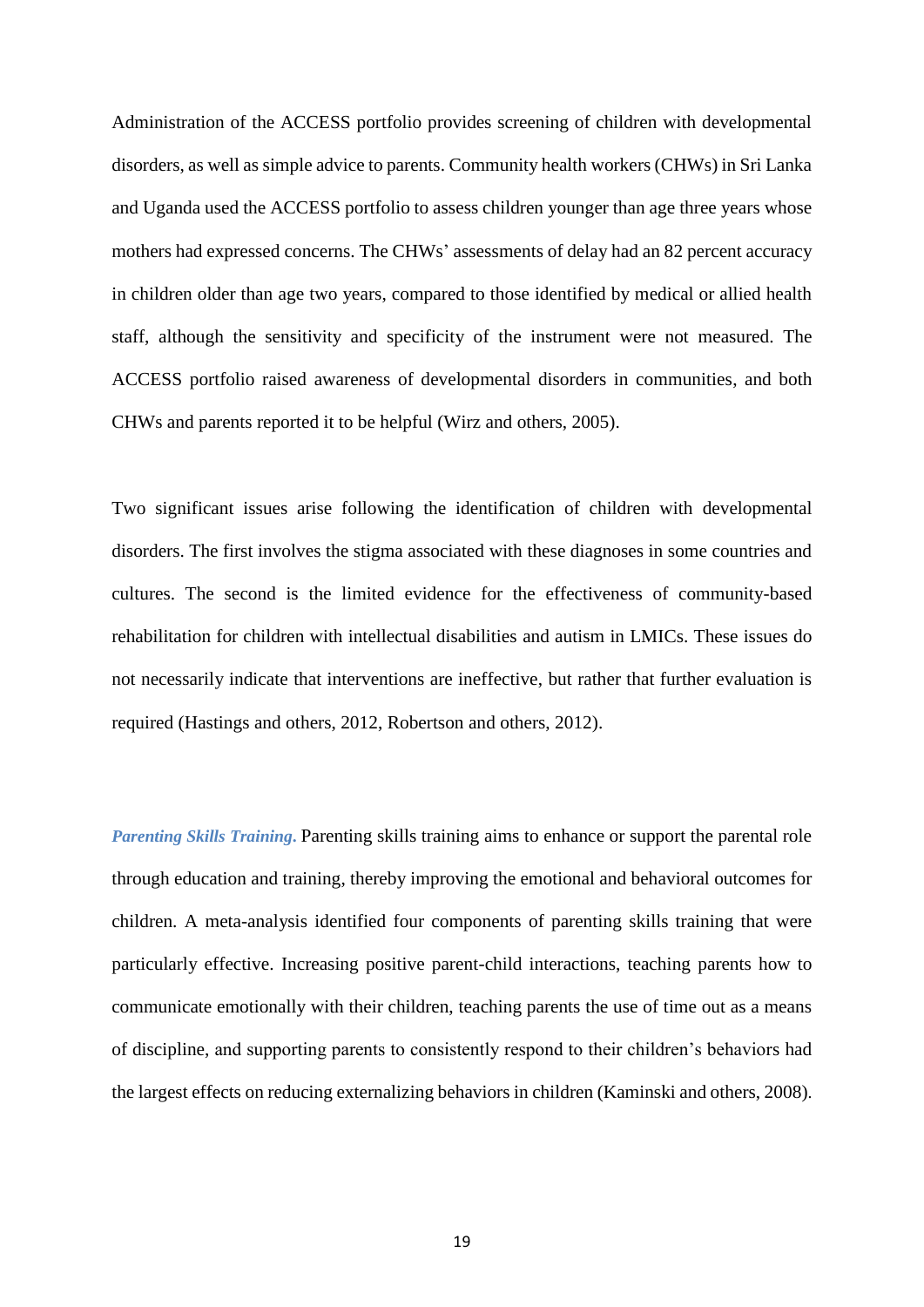Administration of the ACCESS portfolio provides screening of children with developmental disorders, as well as simple advice to parents. Community health workers (CHWs) in Sri Lanka and Uganda used the ACCESS portfolio to assess children younger than age three years whose mothers had expressed concerns. The CHWs' assessments of delay had an 82 percent accuracy in children older than age two years, compared to those identified by medical or allied health staff, although the sensitivity and specificity of the instrument were not measured. The ACCESS portfolio raised awareness of developmental disorders in communities, and both CHWs and parents reported it to be helpful (Wirz and others, 2005).

Two significant issues arise following the identification of children with developmental disorders. The first involves the stigma associated with these diagnoses in some countries and cultures. The second is the limited evidence for the effectiveness of community-based rehabilitation for children with intellectual disabilities and autism in LMICs. These issues do not necessarily indicate that interventions are ineffective, but rather that further evaluation is required (Hastings and others, 2012, Robertson and others, 2012).

***Parenting Skills Training.*** Parenting skills training aims to enhance or support the parental role through education and training, thereby improving the emotional and behavioral outcomes for children. A meta-analysis identified four components of parenting skills training that were particularly effective. Increasing positive parent-child interactions, teaching parents how to communicate emotionally with their children, teaching parents the use of time out as a means of discipline, and supporting parents to consistently respond to their children's behaviors had the largest effects on reducing externalizing behaviors in children (Kaminski and others, 2008).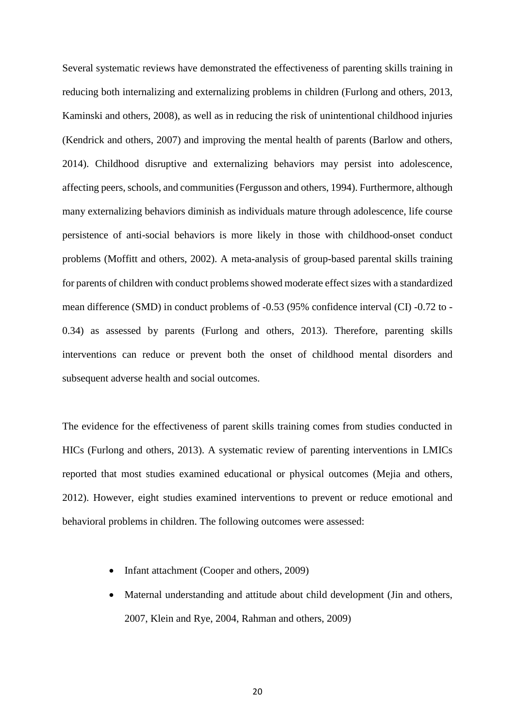Several systematic reviews have demonstrated the effectiveness of parenting skills training in reducing both internalizing and externalizing problems in children (Furlong and others, 2013, Kaminski and others, 2008), as well as in reducing the risk of unintentional childhood injuries (Kendrick and others, 2007) and improving the mental health of parents (Barlow and others, 2014). Childhood disruptive and externalizing behaviors may persist into adolescence, affecting peers, schools, and communities (Fergusson and others, 1994). Furthermore, although many externalizing behaviors diminish as individuals mature through adolescence, life course persistence of anti-social behaviors is more likely in those with childhood-onset conduct problems (Moffitt and others, 2002). A meta-analysis of group-based parental skills training for parents of children with conduct problems showed moderate effect sizes with a standardized mean difference (SMD) in conduct problems of -0.53 (95% confidence interval (CI) -0.72 to -0.34) as assessed by parents (Furlong and others, 2013). Therefore, parenting skills interventions can reduce or prevent both the onset of childhood mental disorders and subsequent adverse health and social outcomes.

The evidence for the effectiveness of parent skills training comes from studies conducted in HICs (Furlong and others, 2013). A systematic review of parenting interventions in LMICs reported that most studies examined educational or physical outcomes (Mejia and others, 2012). However, eight studies examined interventions to prevent or reduce emotional and behavioral problems in children. The following outcomes were assessed:

- Infant attachment (Cooper and others, 2009)
- Maternal understanding and attitude about child development (Jin and others, 2007, Klein and Rye, 2004, Rahman and others, 2009)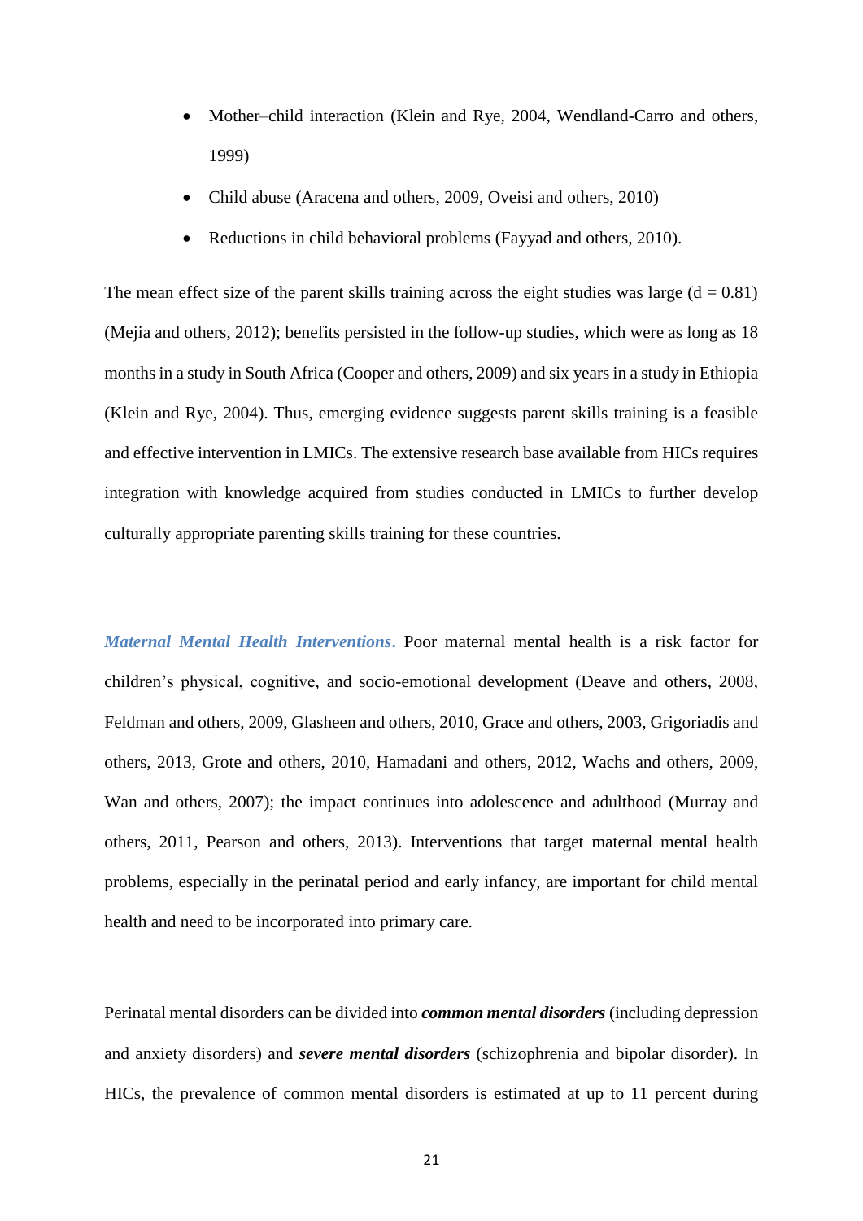- Mother–child interaction (Klein and Rye, 2004, Wendland-Carro and others, 1999)
- Child abuse (Aracena and others, 2009, Oveisi and others, 2010)
- Reductions in child behavioral problems (Fayyad and others, 2010).

The mean effect size of the parent skills training across the eight studies was large ($d = 0.81$) (Mejia and others, 2012); benefits persisted in the follow-up studies, which were as long as 18 months in a study in South Africa (Cooper and others, 2009) and six years in a study in Ethiopia (Klein and Rye, 2004). Thus, emerging evidence suggests parent skills training is a feasible and effective intervention in LMICs. The extensive research base available from HICs requires integration with knowledge acquired from studies conducted in LMICs to further develop culturally appropriate parenting skills training for these countries.

***Maternal Mental Health Interventions.*** Poor maternal mental health is a risk factor for children's physical, cognitive, and socio-emotional development (Deave and others, 2008, Feldman and others, 2009, Glasheen and others, 2010, Grace and others, 2003, Grigoriadis and others, 2013, Grote and others, 2010, Hamadani and others, 2012, Wachs and others, 2009, Wan and others, 2007); the impact continues into adolescence and adulthood (Murray and others, 2011, Pearson and others, 2013). Interventions that target maternal mental health problems, especially in the perinatal period and early infancy, are important for child mental health and need to be incorporated into primary care.

Perinatal mental disorders can be divided into ***common mental disorders*** (including depression and anxiety disorders) and ***severe mental disorders*** (schizophrenia and bipolar disorder). In HICs, the prevalence of common mental disorders is estimated at up to 11 percent during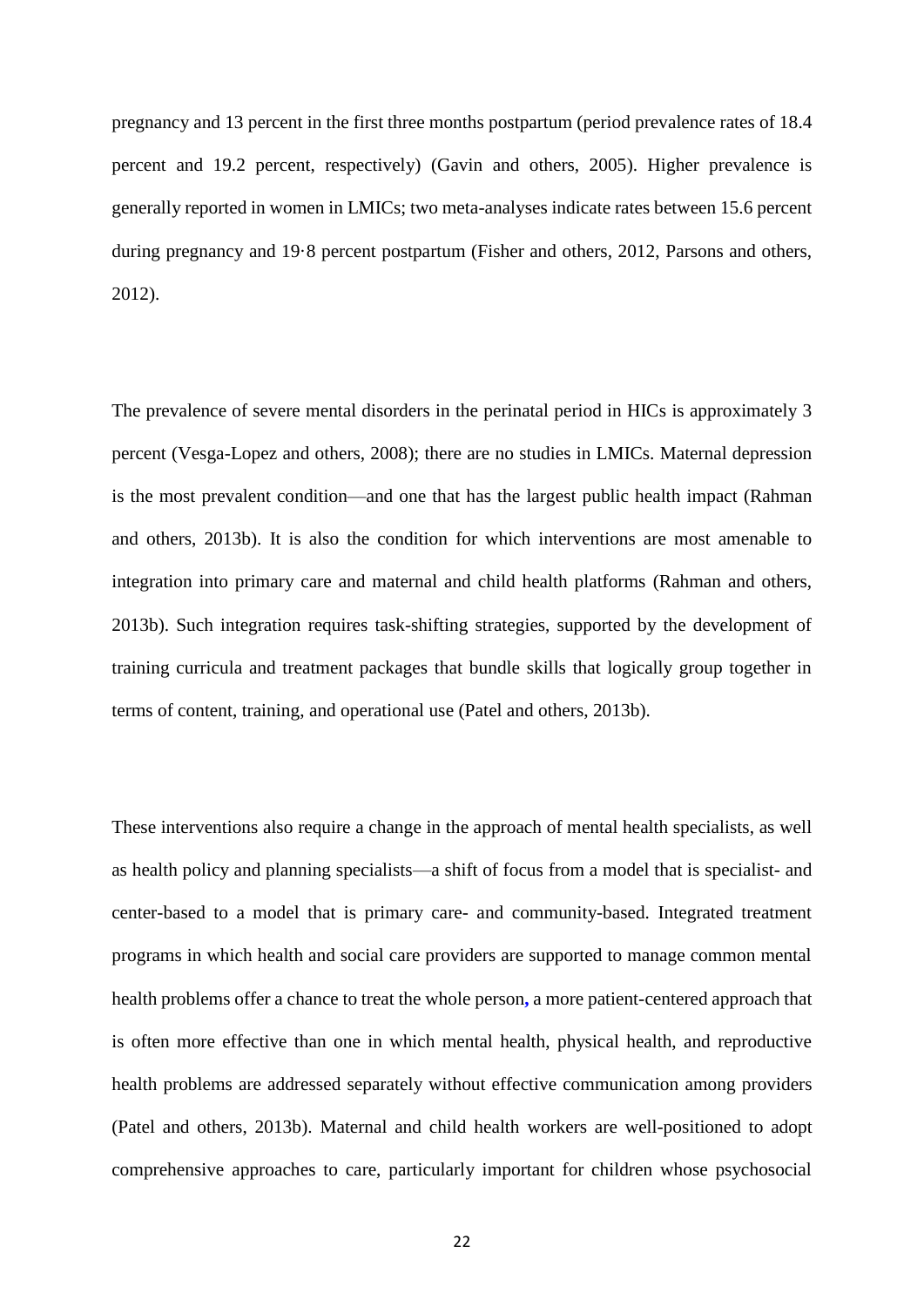pregnancy and 13 percent in the first three months postpartum (period prevalence rates of 18.4 percent and 19.2 percent, respectively) (Gavin and others, 2005). Higher prevalence is generally reported in women in LMICs; two meta-analyses indicate rates between 15.6 percent during pregnancy and 19·8 percent postpartum (Fisher and others, 2012, Parsons and others, 2012).

The prevalence of severe mental disorders in the perinatal period in HICs is approximately 3 percent (Vesga-Lopez and others, 2008); there are no studies in LMICs. Maternal depression is the most prevalent condition—and one that has the largest public health impact (Rahman and others, 2013b). It is also the condition for which interventions are most amenable to integration into primary care and maternal and child health platforms (Rahman and others, 2013b). Such integration requires task-shifting strategies, supported by the development of training curricula and treatment packages that bundle skills that logically group together in terms of content, training, and operational use (Patel and others, 2013b).

These interventions also require a change in the approach of mental health specialists, as well as health policy and planning specialists—a shift of focus from a model that is specialist- and center-based to a model that is primary care- and community-based. Integrated treatment programs in which health and social care providers are supported to manage common mental health problems offer a chance to treat the whole person, a more patient-centered approach that is often more effective than one in which mental health, physical health, and reproductive health problems are addressed separately without effective communication among providers (Patel and others, 2013b). Maternal and child health workers are well-positioned to adopt comprehensive approaches to care, particularly important for children whose psychosocial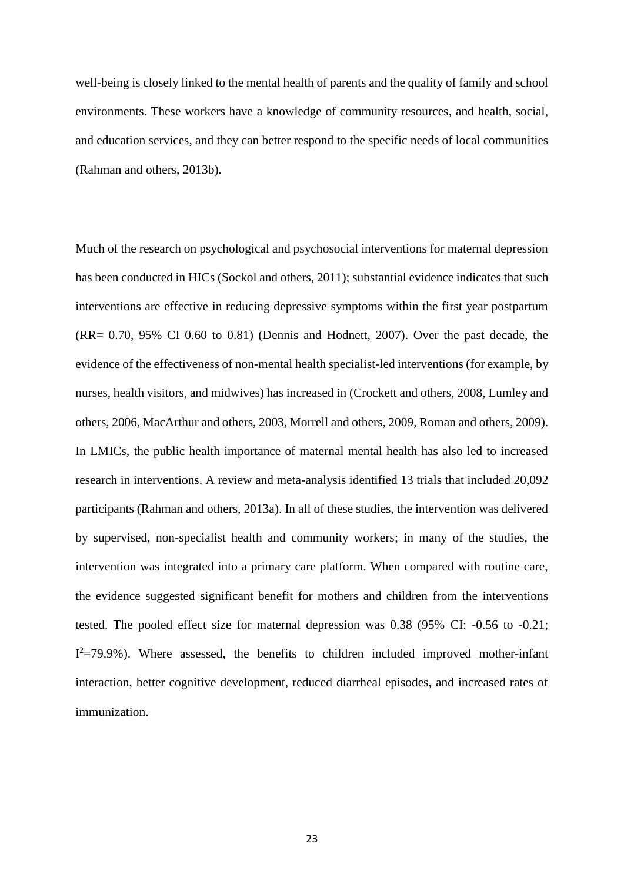well-being is closely linked to the mental health of parents and the quality of family and school environments. These workers have a knowledge of community resources, and health, social, and education services, and they can better respond to the specific needs of local communities (Rahman and others, 2013b).

Much of the research on psychological and psychosocial interventions for maternal depression has been conducted in HICs (Sockol and others, 2011); substantial evidence indicates that such interventions are effective in reducing depressive symptoms within the first year postpartum (RR= 0.70, 95% CI 0.60 to 0.81) (Dennis and Hodnett, 2007). Over the past decade, the evidence of the effectiveness of non-mental health specialist-led interventions (for example, by nurses, health visitors, and midwives) has increased in (Crockett and others, 2008, Lumley and others, 2006, MacArthur and others, 2003, Morrell and others, 2009, Roman and others, 2009). In LMICs, the public health importance of maternal mental health has also led to increased research in interventions. A review and meta-analysis identified 13 trials that included 20,092 participants (Rahman and others, 2013a). In all of these studies, the intervention was delivered by supervised, non-specialist health and community workers; in many of the studies, the intervention was integrated into a primary care platform. When compared with routine care, the evidence suggested significant benefit for mothers and children from the interventions tested. The pooled effect size for maternal depression was 0.38 (95% CI: -0.56 to -0.21; $I^2$=79.9%). Where assessed, the benefits to children included improved mother-infant interaction, better cognitive development, reduced diarrheal episodes, and increased rates of immunization.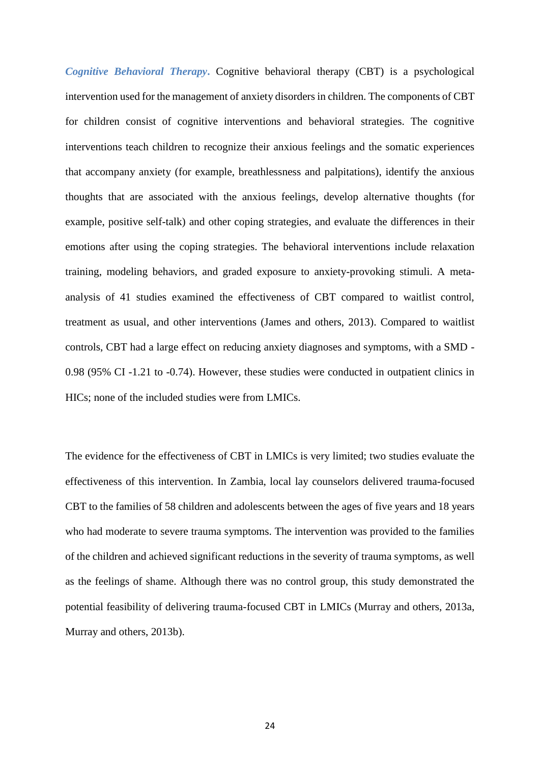***Cognitive Behavioral Therapy***. Cognitive behavioral therapy (CBT) is a psychological intervention used for the management of anxiety disorders in children. The components of CBT for children consist of cognitive interventions and behavioral strategies. The cognitive interventions teach children to recognize their anxious feelings and the somatic experiences that accompany anxiety (for example, breathlessness and palpitations), identify the anxious thoughts that are associated with the anxious feelings, develop alternative thoughts (for example, positive self-talk) and other coping strategies, and evaluate the differences in their emotions after using the coping strategies. The behavioral interventions include relaxation training, modeling behaviors, and graded exposure to anxiety-provoking stimuli. A meta-analysis of 41 studies examined the effectiveness of CBT compared to waitlist control, treatment as usual, and other interventions (James and others, 2013). Compared to waitlist controls, CBT had a large effect on reducing anxiety diagnoses and symptoms, with a SMD -0.98 (95% CI -1.21 to -0.74). However, these studies were conducted in outpatient clinics in HICs; none of the included studies were from LMICs.

The evidence for the effectiveness of CBT in LMICs is very limited; two studies evaluate the effectiveness of this intervention. In Zambia, local lay counselors delivered trauma-focused CBT to the families of 58 children and adolescents between the ages of five years and 18 years who had moderate to severe trauma symptoms. The intervention was provided to the families of the children and achieved significant reductions in the severity of trauma symptoms, as well as the feelings of shame. Although there was no control group, this study demonstrated the potential feasibility of delivering trauma-focused CBT in LMICs (Murray and others, 2013a, Murray and others, 2013b).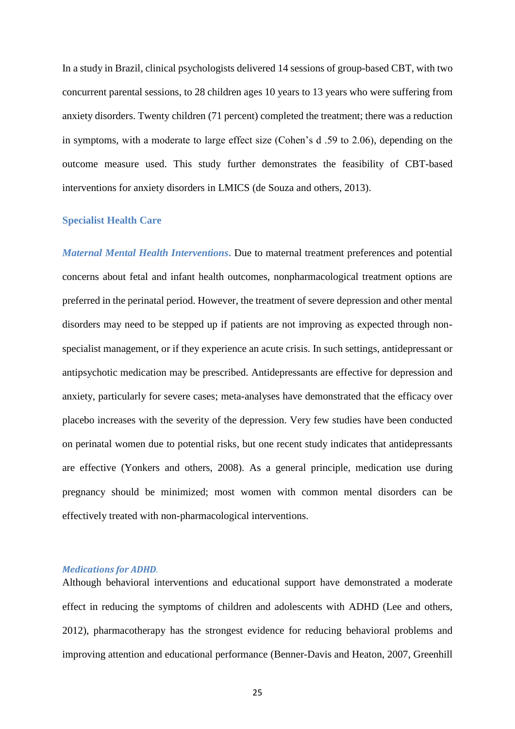In a study in Brazil, clinical psychologists delivered 14 sessions of group-based CBT, with two concurrent parental sessions, to 28 children ages 10 years to 13 years who were suffering from anxiety disorders. Twenty children (71 percent) completed the treatment; there was a reduction in symptoms, with a moderate to large effect size (Cohen's d .59 to 2.06), depending on the outcome measure used. This study further demonstrates the feasibility of CBT-based interventions for anxiety disorders in LMICS (de Souza and others, 2013).

### Specialist Health Care

***Maternal Mental Health Interventions.*** Due to maternal treatment preferences and potential concerns about fetal and infant health outcomes, nonpharmacological treatment options are preferred in the perinatal period. However, the treatment of severe depression and other mental disorders may need to be stepped up if patients are not improving as expected through non-specialist management, or if they experience an acute crisis. In such settings, antidepressant or antipsychotic medication may be prescribed. Antidepressants are effective for depression and anxiety, particularly for severe cases; meta-analyses have demonstrated that the efficacy over placebo increases with the severity of the depression. Very few studies have been conducted on perinatal women due to potential risks, but one recent study indicates that antidepressants are effective (Yonkers and others, 2008). As a general principle, medication use during pregnancy should be minimized; most women with common mental disorders can be effectively treated with non-pharmacological interventions.

***Medications for ADHD.***

Although behavioral interventions and educational support have demonstrated a moderate effect in reducing the symptoms of children and adolescents with ADHD (Lee and others, 2012), pharmacotherapy has the strongest evidence for reducing behavioral problems and improving attention and educational performance (Benner-Davis and Heaton, 2007, Greenhill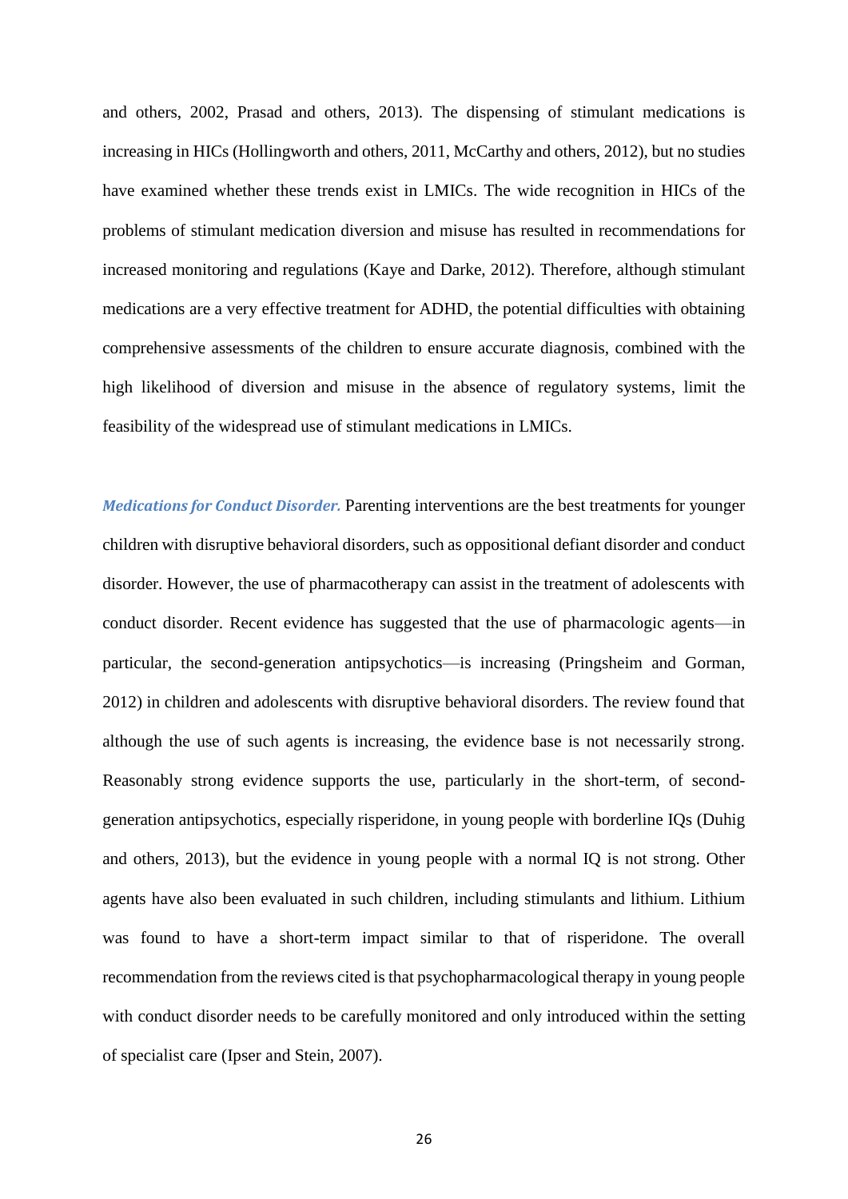and others, 2002, Prasad and others, 2013). The dispensing of stimulant medications is increasing in HICs (Hollingworth and others, 2011, McCarthy and others, 2012), but no studies have examined whether these trends exist in LMICs. The wide recognition in HICs of the problems of stimulant medication diversion and misuse has resulted in recommendations for increased monitoring and regulations (Kaye and Darke, 2012). Therefore, although stimulant medications are a very effective treatment for ADHD, the potential difficulties with obtaining comprehensive assessments of the children to ensure accurate diagnosis, combined with the high likelihood of diversion and misuse in the absence of regulatory systems, limit the feasibility of the widespread use of stimulant medications in LMICs.

***Medications for Conduct Disorder.*** Parenting interventions are the best treatments for younger children with disruptive behavioral disorders, such as oppositional defiant disorder and conduct disorder. However, the use of pharmacotherapy can assist in the treatment of adolescents with conduct disorder. Recent evidence has suggested that the use of pharmacologic agents—in particular, the second-generation antipsychotics—is increasing (Pringsheim and Gorman, 2012) in children and adolescents with disruptive behavioral disorders. The review found that although the use of such agents is increasing, the evidence base is not necessarily strong. Reasonably strong evidence supports the use, particularly in the short-term, of second-generation antipsychotics, especially risperidone, in young people with borderline IQs (Duhig and others, 2013), but the evidence in young people with a normal IQ is not strong. Other agents have also been evaluated in such children, including stimulants and lithium. Lithium was found to have a short-term impact similar to that of risperidone. The overall recommendation from the reviews cited is that psychopharmacological therapy in young people with conduct disorder needs to be carefully monitored and only introduced within the setting of specialist care (Ipser and Stein, 2007).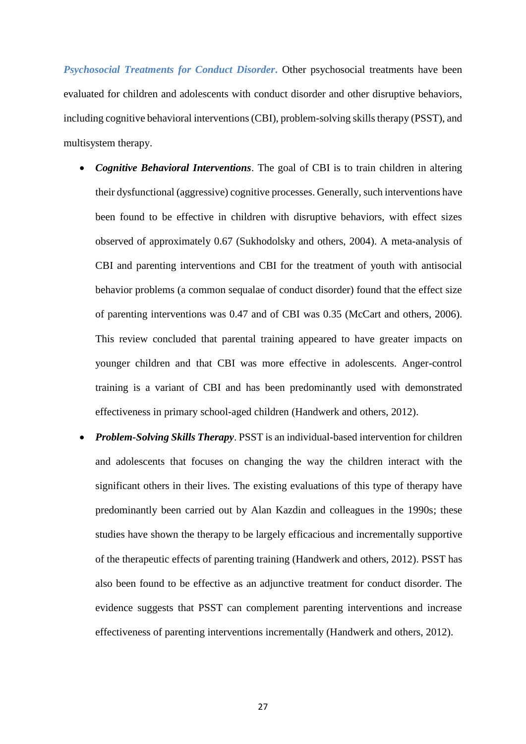***Psychosocial Treatments for Conduct Disorder***. Other psychosocial treatments have been evaluated for children and adolescents with conduct disorder and other disruptive behaviors, including cognitive behavioral interventions (CBI), problem-solving skills therapy (PSST), and multisystem therapy.

- ***Cognitive Behavioral Interventions***. The goal of CBI is to train children in altering their dysfunctional (aggressive) cognitive processes. Generally, such interventions have been found to be effective in children with disruptive behaviors, with effect sizes observed of approximately 0.67 (Sukhodolsky and others, 2004). A meta-analysis of CBI and parenting interventions and CBI for the treatment of youth with antisocial behavior problems (a common sequalae of conduct disorder) found that the effect size of parenting interventions was 0.47 and of CBI was 0.35 (McCart and others, 2006). This review concluded that parental training appeared to have greater impacts on younger children and that CBI was more effective in adolescents. Anger-control training is a variant of CBI and has been predominantly used with demonstrated effectiveness in primary school-aged children (Handwerk and others, 2012).
- ***Problem-Solving Skills Therapy***. PSST is an individual-based intervention for children and adolescents that focuses on changing the way the children interact with the significant others in their lives. The existing evaluations of this type of therapy have predominantly been carried out by Alan Kazdin and colleagues in the 1990s; these studies have shown the therapy to be largely efficacious and incrementally supportive of the therapeutic effects of parenting training (Handwerk and others, 2012). PSST has also been found to be effective as an adjunctive treatment for conduct disorder. The evidence suggests that PSST can complement parenting interventions and increase effectiveness of parenting interventions incrementally (Handwerk and others, 2012).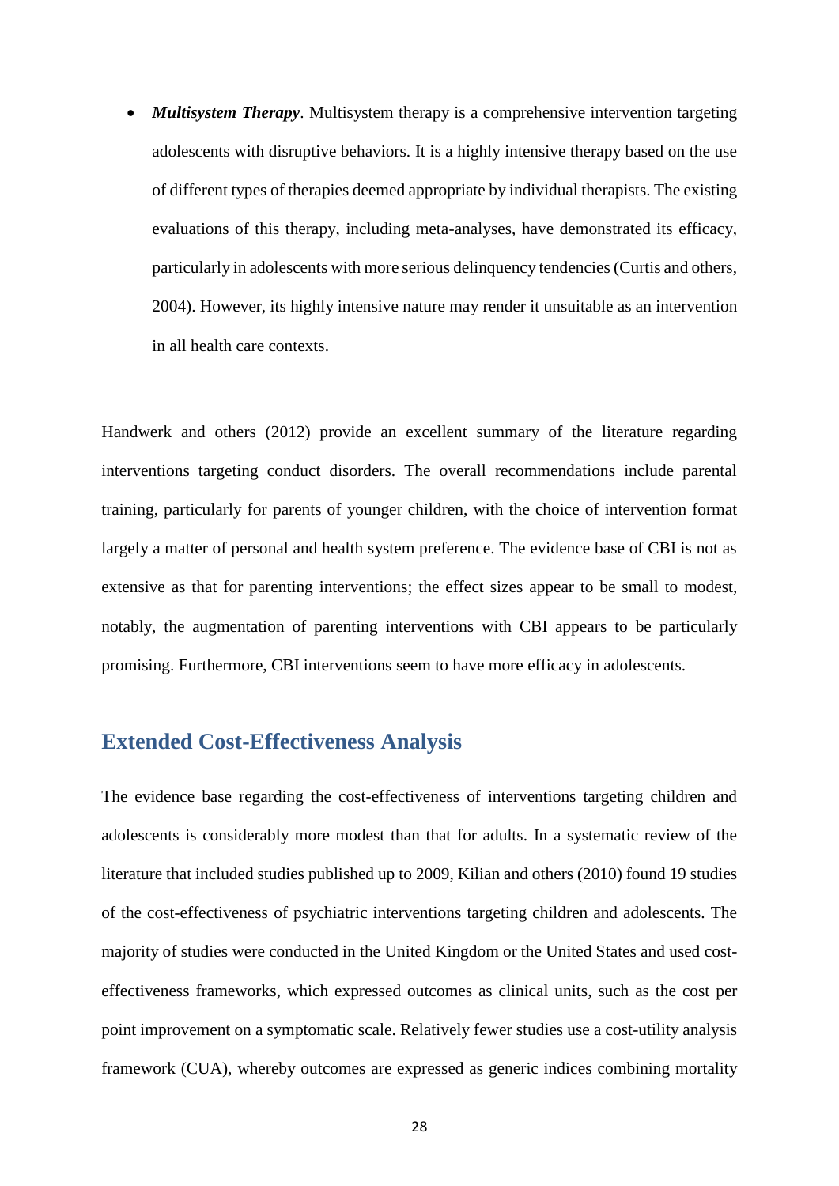- ***Multisystem Therapy***. Multisystem therapy is a comprehensive intervention targeting adolescents with disruptive behaviors. It is a highly intensive therapy based on the use of different types of therapies deemed appropriate by individual therapists. The existing evaluations of this therapy, including meta-analyses, have demonstrated its efficacy, particularly in adolescents with more serious delinquency tendencies (Curtis and others, 2004). However, its highly intensive nature may render it unsuitable as an intervention in all health care contexts.

Handwerk and others (2012) provide an excellent summary of the literature regarding interventions targeting conduct disorders. The overall recommendations include parental training, particularly for parents of younger children, with the choice of intervention format largely a matter of personal and health system preference. The evidence base of CBI is not as extensive as that for parenting interventions; the effect sizes appear to be small to modest, notably, the augmentation of parenting interventions with CBI appears to be particularly promising. Furthermore, CBI interventions seem to have more efficacy in adolescents.

## Extended Cost-Effectiveness Analysis

The evidence base regarding the cost-effectiveness of interventions targeting children and adolescents is considerably more modest than that for adults. In a systematic review of the literature that included studies published up to 2009, Kilian and others (2010) found 19 studies of the cost-effectiveness of psychiatric interventions targeting children and adolescents. The majority of studies were conducted in the United Kingdom or the United States and used cost-effectiveness frameworks, which expressed outcomes as clinical units, such as the cost per point improvement on a symptomatic scale. Relatively fewer studies use a cost-utility analysis framework (CUA), whereby outcomes are expressed as generic indices combining mortality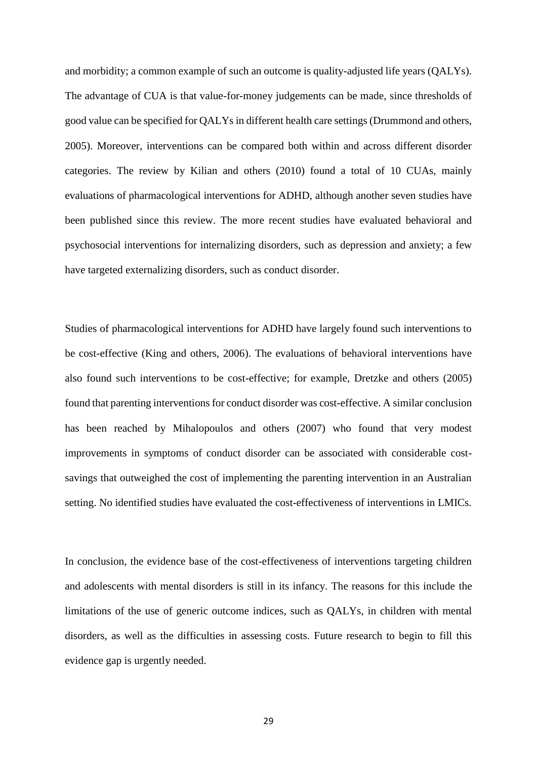and morbidity; a common example of such an outcome is quality-adjusted life years (QALYs). The advantage of CUA is that value-for-money judgements can be made, since thresholds of good value can be specified for QALYs in different health care settings (Drummond and others, 2005). Moreover, interventions can be compared both within and across different disorder categories. The review by Kilian and others (2010) found a total of 10 CUAs, mainly evaluations of pharmacological interventions for ADHD, although another seven studies have been published since this review. The more recent studies have evaluated behavioral and psychosocial interventions for internalizing disorders, such as depression and anxiety; a few have targeted externalizing disorders, such as conduct disorder.

Studies of pharmacological interventions for ADHD have largely found such interventions to be cost-effective (King and others, 2006). The evaluations of behavioral interventions have also found such interventions to be cost-effective; for example, Dretzke and others (2005) found that parenting interventions for conduct disorder was cost-effective. A similar conclusion has been reached by Mihalopoulos and others (2007) who found that very modest improvements in symptoms of conduct disorder can be associated with considerable cost-savings that outweighed the cost of implementing the parenting intervention in an Australian setting. No identified studies have evaluated the cost-effectiveness of interventions in LMICs.

In conclusion, the evidence base of the cost-effectiveness of interventions targeting children and adolescents with mental disorders is still in its infancy. The reasons for this include the limitations of the use of generic outcome indices, such as QALYs, in children with mental disorders, as well as the difficulties in assessing costs. Future research to begin to fill this evidence gap is urgently needed.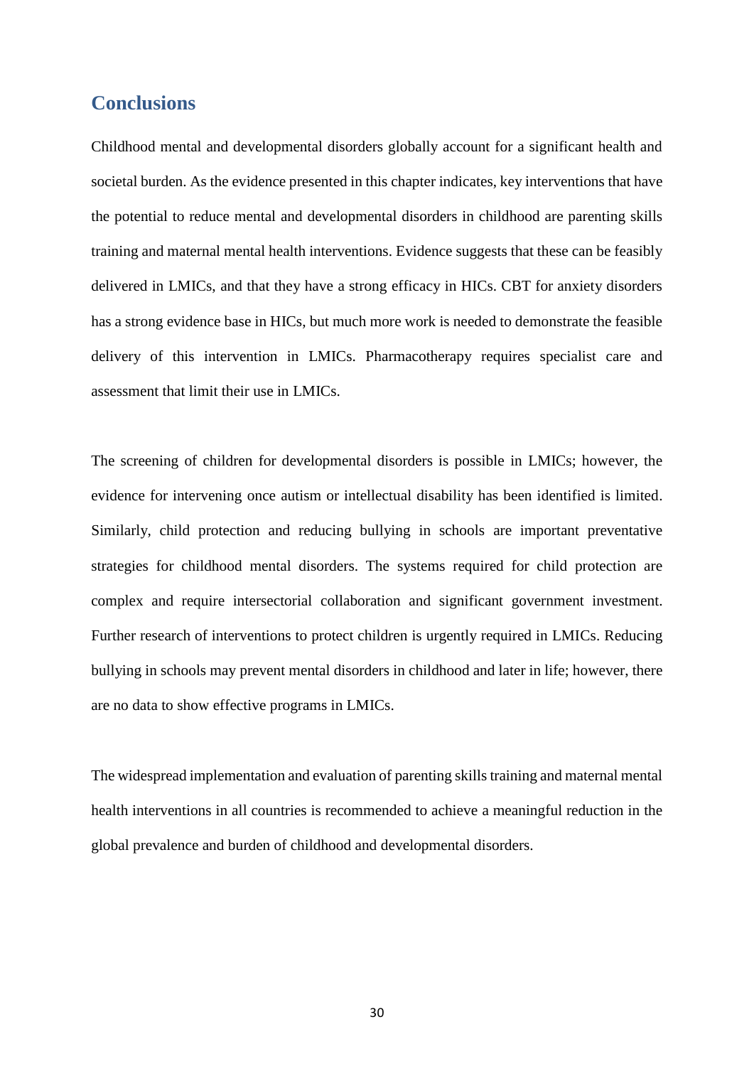## Conclusions

Childhood mental and developmental disorders globally account for a significant health and societal burden. As the evidence presented in this chapter indicates, key interventions that have the potential to reduce mental and developmental disorders in childhood are parenting skills training and maternal mental health interventions. Evidence suggests that these can be feasibly delivered in LMICs, and that they have a strong efficacy in HICs. CBT for anxiety disorders has a strong evidence base in HICs, but much more work is needed to demonstrate the feasible delivery of this intervention in LMICs. Pharmacotherapy requires specialist care and assessment that limit their use in LMICs.

The screening of children for developmental disorders is possible in LMICs; however, the evidence for intervening once autism or intellectual disability has been identified is limited. Similarly, child protection and reducing bullying in schools are important preventative strategies for childhood mental disorders. The systems required for child protection are complex and require intersectorial collaboration and significant government investment. Further research of interventions to protect children is urgently required in LMICs. Reducing bullying in schools may prevent mental disorders in childhood and later in life; however, there are no data to show effective programs in LMICs.

The widespread implementation and evaluation of parenting skills training and maternal mental health interventions in all countries is recommended to achieve a meaningful reduction in the global prevalence and burden of childhood and developmental disorders.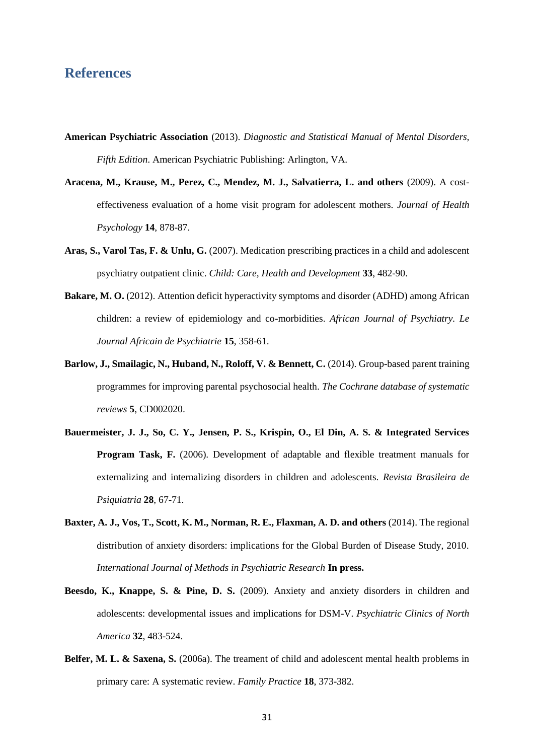## References

**American Psychiatric Association** (2013). *Diagnostic and Statistical Manual of Mental Disorders, Fifth Edition*. American Psychiatric Publishing: Arlington, VA.

**Aracena, M., Krause, M., Perez, C., Mendez, M. J., Salvatierra, L. and others** (2009). A cost-effectiveness evaluation of a home visit program for adolescent mothers. *Journal of Health Psychology* **14**, 878-87.

**Aras, S., Varol Tas, F. & Unlu, G.** (2007). Medication prescribing practices in a child and adolescent psychiatry outpatient clinic. *Child: Care, Health and Development* **33**, 482-90.

**Bakare, M. O.** (2012). Attention deficit hyperactivity symptoms and disorder (ADHD) among African children: a review of epidemiology and co-morbidities. *African Journal of Psychiatry. Le Journal Africain de Psychiatrie* **15**, 358-61.

**Barlow, J., Smailagic, N., Huband, N., Roloff, V. & Bennett, C.** (2014). Group-based parent training programmes for improving parental psychosocial health. *The Cochrane database of systematic reviews* **5**, CD002020.

**Bauermeister, J. J., So, C. Y., Jensen, P. S., Krispin, O., El Din, A. S. & Integrated Services Program Task, F.** (2006). Development of adaptable and flexible treatment manuals for externalizing and internalizing disorders in children and adolescents. *Revista Brasileira de Psiquiatria* **28**, 67-71.

**Baxter, A. J., Vos, T., Scott, K. M., Norman, R. E., Flaxman, A. D. and others** (2014). The regional distribution of anxiety disorders: implications for the Global Burden of Disease Study, 2010. *International Journal of Methods in Psychiatric Research* **In press.**

**Beesdo, K., Knappe, S. & Pine, D. S.** (2009). Anxiety and anxiety disorders in children and adolescents: developmental issues and implications for DSM-V. *Psychiatric Clinics of North America* **32**, 483-524.

**Belfer, M. L. & Saxena, S.** (2006a). The treament of child and adolescent mental health problems in primary care: A systematic review. *Family Practice* **18**, 373-382.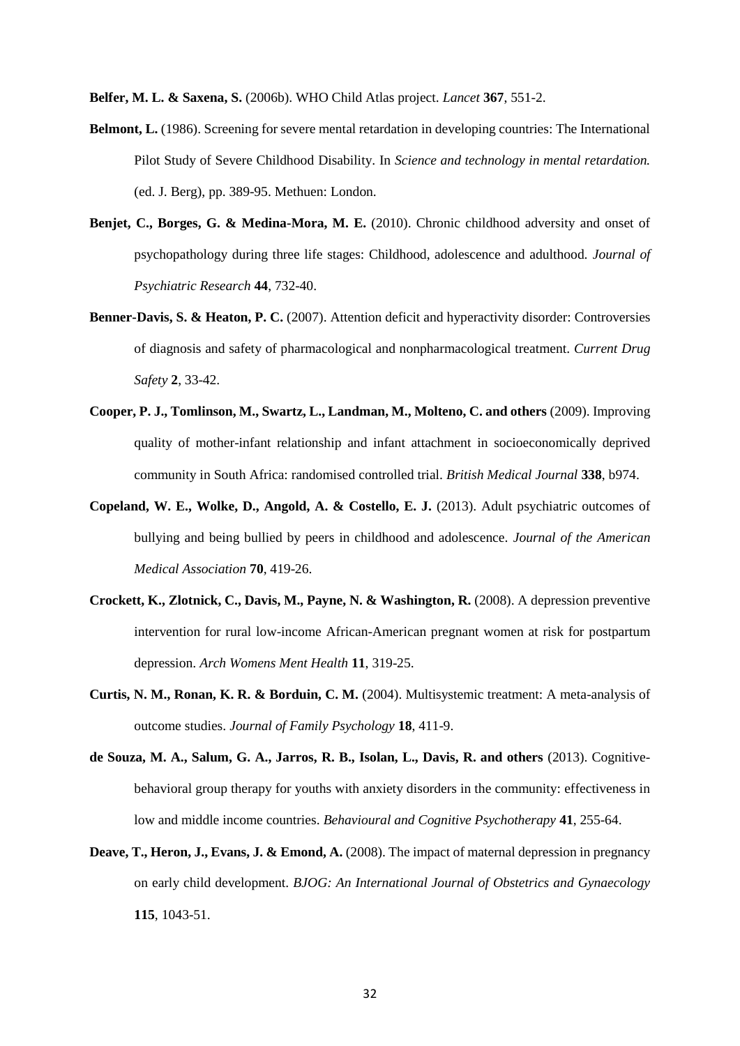**Belfer, M. L. & Saxena, S.** (2006b). WHO Child Atlas project. *Lancet* **367**, 551-2.

**Belmont, L.** (1986). Screening for severe mental retardation in developing countries: The International Pilot Study of Severe Childhood Disability. In *Science and technology in mental retardation.* (ed. J. Berg), pp. 389-95. Methuen: London.

**Benjet, C., Borges, G. & Medina-Mora, M. E.** (2010). Chronic childhood adversity and onset of psychopathology during three life stages: Childhood, adolescence and adulthood. *Journal of Psychiatric Research* **44**, 732-40.

**Benner-Davis, S. & Heaton, P. C.** (2007). Attention deficit and hyperactivity disorder: Controversies of diagnosis and safety of pharmacological and nonpharmacological treatment. *Current Drug Safety* **2**, 33-42.

**Cooper, P. J., Tomlinson, M., Swartz, L., Landman, M., Molteno, C. and others** (2009). Improving quality of mother-infant relationship and infant attachment in socioeconomically deprived community in South Africa: randomised controlled trial. *British Medical Journal* **338**, b974.

**Copeland, W. E., Wolke, D., Angold, A. & Costello, E. J.** (2013). Adult psychiatric outcomes of bullying and being bullied by peers in childhood and adolescence. *Journal of the American Medical Association* **70**, 419-26.

**Crockett, K., Zlotnick, C., Davis, M., Payne, N. & Washington, R.** (2008). A depression preventive intervention for rural low-income African-American pregnant women at risk for postpartum depression. *Arch Womens Ment Health* **11**, 319-25.

**Curtis, N. M., Ronan, K. R. & Borduin, C. M.** (2004). Multisystemic treatment: A meta-analysis of outcome studies. *Journal of Family Psychology* **18**, 411-9.

**de Souza, M. A., Salum, G. A., Jarros, R. B., Isolan, L., Davis, R. and others** (2013). Cognitive-behavioral group therapy for youths with anxiety disorders in the community: effectiveness in low and middle income countries. *Behavioural and Cognitive Psychotherapy* **41**, 255-64.

**Deave, T., Heron, J., Evans, J. & Emond, A.** (2008). The impact of maternal depression in pregnancy on early child development. *BJOG: An International Journal of Obstetrics and Gynaecology* **115**, 1043-51.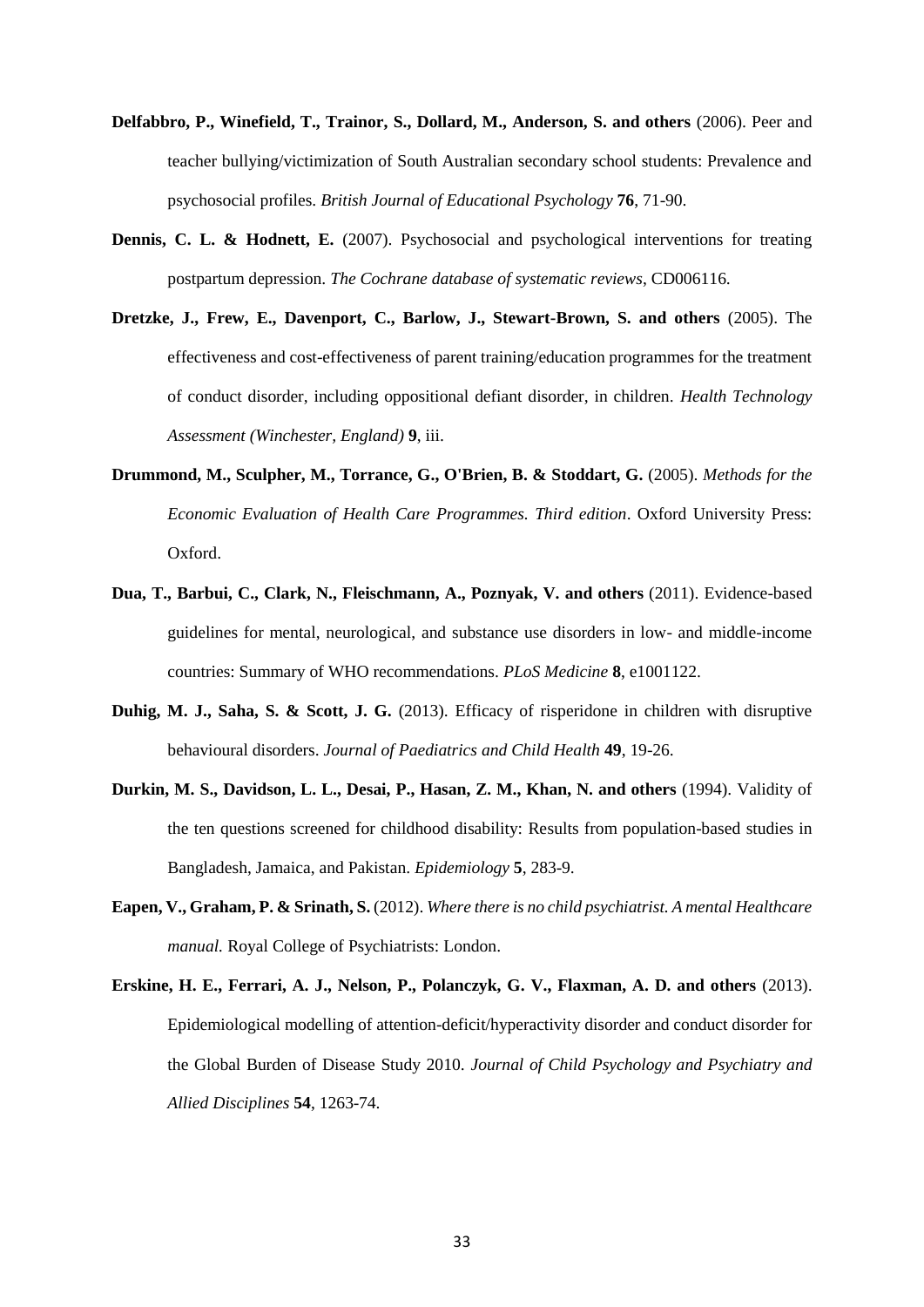**Delfabbro, P., Winefield, T., Trainor, S., Dollard, M., Anderson, S. and others** (2006). Peer and teacher bullying/victimization of South Australian secondary school students: Prevalence and psychosocial profiles. *British Journal of Educational Psychology* **76**, 71-90.

**Dennis, C. L. & Hodnett, E.** (2007). Psychosocial and psychological interventions for treating postpartum depression. *The Cochrane database of systematic reviews*, CD006116.

**Dretzke, J., Frew, E., Davenport, C., Barlow, J., Stewart-Brown, S. and others** (2005). The effectiveness and cost-effectiveness of parent training/education programmes for the treatment of conduct disorder, including oppositional defiant disorder, in children. *Health Technology Assessment (Winchester, England)* **9**, iii.

**Drummond, M., Sculpher, M., Torrance, G., O'Brien, B. & Stoddart, G.** (2005). *Methods for the Economic Evaluation of Health Care Programmes. Third edition*. Oxford University Press: Oxford.

**Dua, T., Barbui, C., Clark, N., Fleischmann, A., Poznyak, V. and others** (2011). Evidence-based guidelines for mental, neurological, and substance use disorders in low- and middle-income countries: Summary of WHO recommendations. *PLoS Medicine* **8**, e1001122.

**Duhig, M. J., Saha, S. & Scott, J. G.** (2013). Efficacy of risperidone in children with disruptive behavioural disorders. *Journal of Paediatrics and Child Health* **49**, 19-26.

**Durkin, M. S., Davidson, L. L., Desai, P., Hasan, Z. M., Khan, N. and others** (1994). Validity of the ten questions screened for childhood disability: Results from population-based studies in Bangladesh, Jamaica, and Pakistan. *Epidemiology* **5**, 283-9.

**Eapen, V., Graham, P. & Srinath, S.** (2012). *Where there is no child psychiatrist. A mental Healthcare manual.* Royal College of Psychiatrists: London.

**Erskine, H. E., Ferrari, A. J., Nelson, P., Polanczyk, G. V., Flaxman, A. D. and others** (2013). Epidemiological modelling of attention-deficit/hyperactivity disorder and conduct disorder for the Global Burden of Disease Study 2010. *Journal of Child Psychology and Psychiatry and Allied Disciplines* **54**, 1263-74.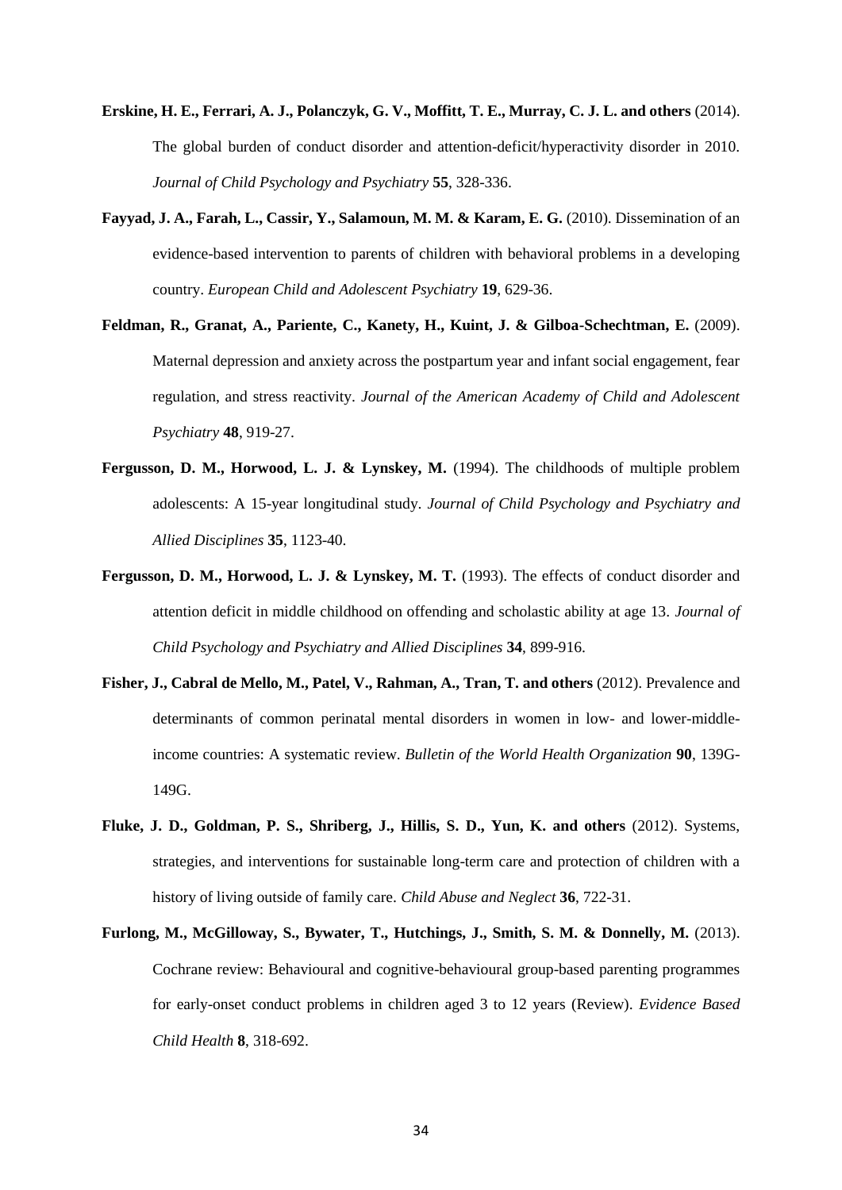**Erskine, H. E., Ferrari, A. J., Polanczyk, G. V., Moffitt, T. E., Murray, C. J. L. and others** (2014). The global burden of conduct disorder and attention-deficit/hyperactivity disorder in 2010. *Journal of Child Psychology and Psychiatry* **55**, 328-336.

**Fayyad, J. A., Farah, L., Cassir, Y., Salamoun, M. M. & Karam, E. G.** (2010). Dissemination of an evidence-based intervention to parents of children with behavioral problems in a developing country. *European Child and Adolescent Psychiatry* **19**, 629-36.

**Feldman, R., Granat, A., Pariente, C., Kanety, H., Kuint, J. & Gilboa-Schechtman, E.** (2009). Maternal depression and anxiety across the postpartum year and infant social engagement, fear regulation, and stress reactivity. *Journal of the American Academy of Child and Adolescent Psychiatry* **48**, 919-27.

**Fergusson, D. M., Horwood, L. J. & Lynskey, M.** (1994). The childhoods of multiple problem adolescents: A 15-year longitudinal study. *Journal of Child Psychology and Psychiatry and Allied Disciplines* **35**, 1123-40.

**Fergusson, D. M., Horwood, L. J. & Lynskey, M. T.** (1993). The effects of conduct disorder and attention deficit in middle childhood on offending and scholastic ability at age 13. *Journal of Child Psychology and Psychiatry and Allied Disciplines* **34**, 899-916.

**Fisher, J., Cabral de Mello, M., Patel, V., Rahman, A., Tran, T. and others** (2012). Prevalence and determinants of common perinatal mental disorders in women in low- and lower-middle-income countries: A systematic review. *Bulletin of the World Health Organization* **90**, 139G-149G.

**Fluke, J. D., Goldman, P. S., Shriberg, J., Hillis, S. D., Yun, K. and others** (2012). Systems, strategies, and interventions for sustainable long-term care and protection of children with a history of living outside of family care. *Child Abuse and Neglect* **36**, 722-31.

**Furlong, M., McGilloway, S., Bywater, T., Hutchings, J., Smith, S. M. & Donnelly, M.** (2013). Cochrane review: Behavioural and cognitive-behavioural group-based parenting programmes for early-onset conduct problems in children aged 3 to 12 years (Review). *Evidence Based Child Health* **8**, 318-692.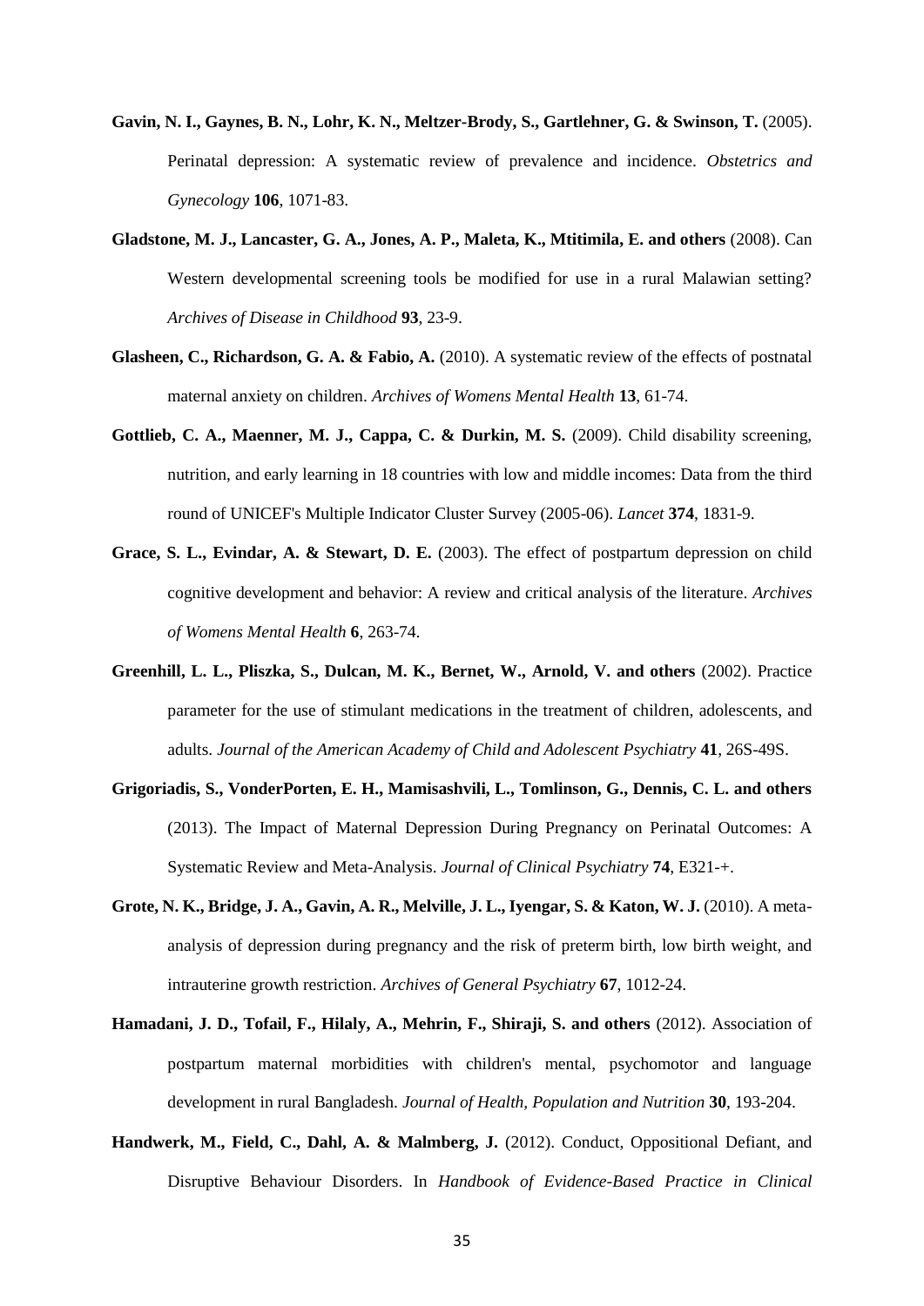**Gavin, N. I., Gaynes, B. N., Lohr, K. N., Meltzer-Brody, S., Gartlehner, G. & Swinson, T.** (2005). Perinatal depression: A systematic review of prevalence and incidence. *Obstetrics and Gynecology* **106**, 1071-83.

**Gladstone, M. J., Lancaster, G. A., Jones, A. P., Maleta, K., Mtitimila, E. and others** (2008). Can Western developmental screening tools be modified for use in a rural Malawian setting? *Archives of Disease in Childhood* **93**, 23-9.

**Glasheen, C., Richardson, G. A. & Fabio, A.** (2010). A systematic review of the effects of postnatal maternal anxiety on children. *Archives of Womens Mental Health* **13**, 61-74.

**Gottlieb, C. A., Maenner, M. J., Cappa, C. & Durkin, M. S.** (2009). Child disability screening, nutrition, and early learning in 18 countries with low and middle incomes: Data from the third round of UNICEF's Multiple Indicator Cluster Survey (2005-06). *Lancet* **374**, 1831-9.

**Grace, S. L., Evindar, A. & Stewart, D. E.** (2003). The effect of postpartum depression on child cognitive development and behavior: A review and critical analysis of the literature. *Archives of Womens Mental Health* **6**, 263-74.

**Greenhill, L. L., Pliszka, S., Dulcan, M. K., Bernet, W., Arnold, V. and others** (2002). Practice parameter for the use of stimulant medications in the treatment of children, adolescents, and adults. *Journal of the American Academy of Child and Adolescent Psychiatry* **41**, 26S-49S.

**Grigoriadis, S., VonderPorten, E. H., Mamisashvili, L., Tomlinson, G., Dennis, C. L. and others** (2013). The Impact of Maternal Depression During Pregnancy on Perinatal Outcomes: A Systematic Review and Meta-Analysis. *Journal of Clinical Psychiatry* **74**, E321-+.

**Grote, N. K., Bridge, J. A., Gavin, A. R., Melville, J. L., Iyengar, S. & Katon, W. J.** (2010). A meta-analysis of depression during pregnancy and the risk of preterm birth, low birth weight, and intrauterine growth restriction. *Archives of General Psychiatry* **67**, 1012-24.

**Hamadani, J. D., Tofail, F., Hilaly, A., Mehrin, F., Shiraji, S. and others** (2012). Association of postpartum maternal morbidities with children's mental, psychomotor and language development in rural Bangladesh. *Journal of Health, Population and Nutrition* **30**, 193-204.

**Handwerk, M., Field, C., Dahl, A. & Malmberg, J.** (2012). Conduct, Oppositional Defiant, and Disruptive Behaviour Disorders. In *Handbook of Evidence-Based Practice in Clinical*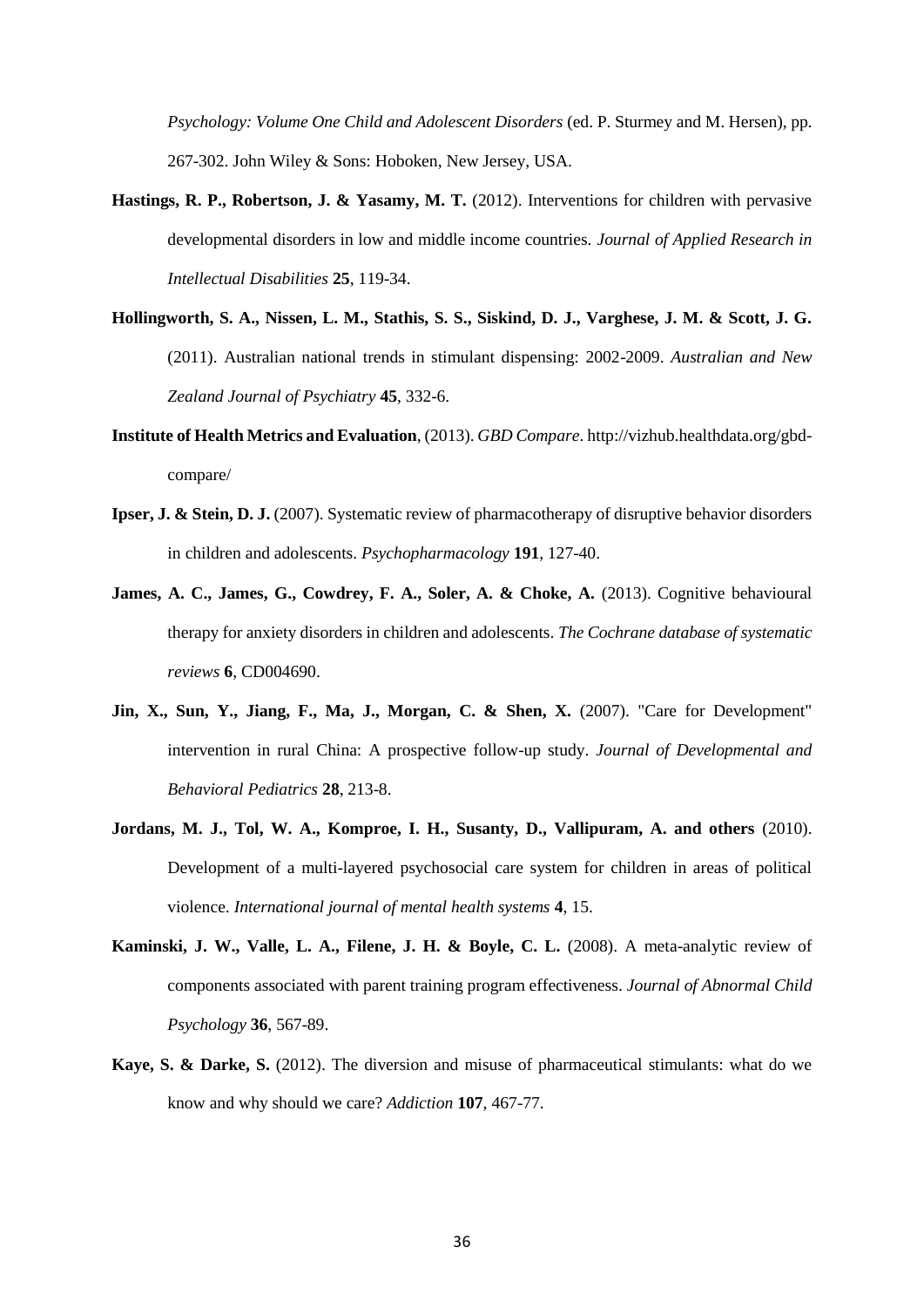*Psychology: Volume One Child and Adolescent Disorders* (ed. P. Sturmey and M. Hersen), pp. 267-302. John Wiley & Sons: Hoboken, New Jersey, USA.

**Hastings, R. P., Robertson, J. & Yasamy, M. T.** (2012). Interventions for children with pervasive developmental disorders in low and middle income countries. *Journal of Applied Research in Intellectual Disabilities* **25**, 119-34.

**Hollingworth, S. A., Nissen, L. M., Stathis, S. S., Siskind, D. J., Varghese, J. M. & Scott, J. G.** (2011). Australian national trends in stimulant dispensing: 2002-2009. *Australian and New Zealand Journal of Psychiatry* **45**, 332-6.

**Institute of Health Metrics and Evaluation**, (2013). *GBD Compare*. http://vizhub.healthdata.org/gbd-compare/

**Ipser, J. & Stein, D. J.** (2007). Systematic review of pharmacotherapy of disruptive behavior disorders in children and adolescents. *Psychopharmacology* **191**, 127-40.

**James, A. C., James, G., Cowdrey, F. A., Soler, A. & Choke, A.** (2013). Cognitive behavioural therapy for anxiety disorders in children and adolescents. *The Cochrane database of systematic reviews* **6**, CD004690.

**Jin, X., Sun, Y., Jiang, F., Ma, J., Morgan, C. & Shen, X.** (2007). "Care for Development" intervention in rural China: A prospective follow-up study. *Journal of Developmental and Behavioral Pediatrics* **28**, 213-8.

**Jordans, M. J., Tol, W. A., Komproe, I. H., Susanty, D., Vallipuram, A. and others** (2010). Development of a multi-layered psychosocial care system for children in areas of political violence. *International journal of mental health systems* **4**, 15.

**Kaminski, J. W., Valle, L. A., Filene, J. H. & Boyle, C. L.** (2008). A meta-analytic review of components associated with parent training program effectiveness. *Journal of Abnormal Child Psychology* **36**, 567-89.

**Kaye, S. & Darke, S.** (2012). The diversion and misuse of pharmaceutical stimulants: what do we know and why should we care? *Addiction* **107**, 467-77.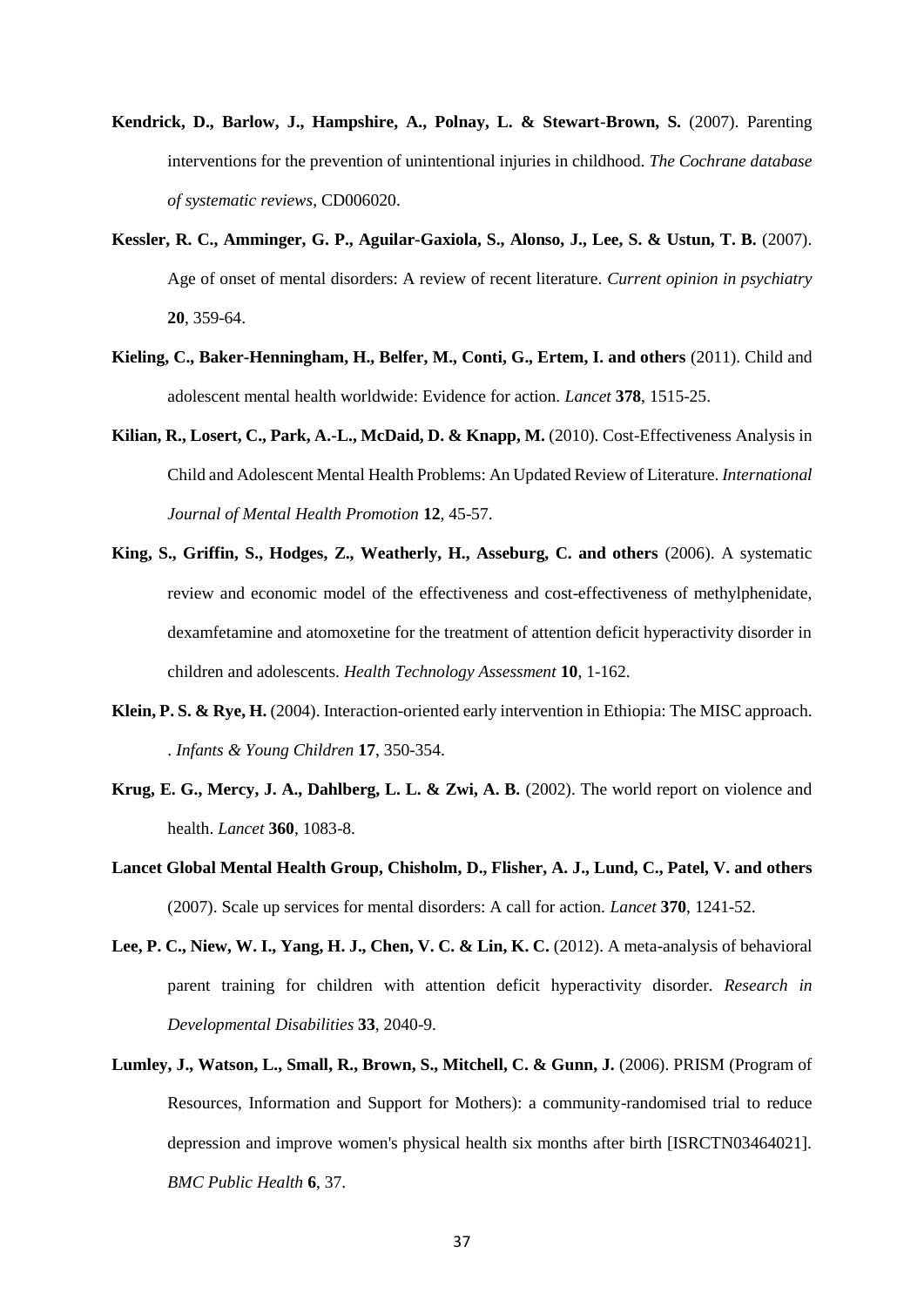**Kendrick, D., Barlow, J., Hampshire, A., Polnay, L. & Stewart-Brown, S.** (2007). Parenting interventions for the prevention of unintentional injuries in childhood. *The Cochrane database of systematic reviews*, CD006020.

**Kessler, R. C., Amminger, G. P., Aguilar-Gaxiola, S., Alonso, J., Lee, S. & Ustun, T. B.** (2007). Age of onset of mental disorders: A review of recent literature. *Current opinion in psychiatry* **20**, 359-64.

**Kieling, C., Baker-Henningham, H., Belfer, M., Conti, G., Ertem, I. and others** (2011). Child and adolescent mental health worldwide: Evidence for action. *Lancet* **378**, 1515-25.

**Kilian, R., Losert, C., Park, A.-L., McDaid, D. & Knapp, M.** (2010). Cost-Effectiveness Analysis in Child and Adolescent Mental Health Problems: An Updated Review of Literature. *International Journal of Mental Health Promotion* **12**, 45-57.

**King, S., Griffin, S., Hodges, Z., Weatherly, H., Asseburg, C. and others** (2006). A systematic review and economic model of the effectiveness and cost-effectiveness of methylphenidate, dexamfetamine and atomoxetine for the treatment of attention deficit hyperactivity disorder in children and adolescents. *Health Technology Assessment* **10**, 1-162.

**Klein, P. S. & Rye, H.** (2004). Interaction-oriented early intervention in Ethiopia: The MISC approach. . *Infants & Young Children* **17**, 350-354.

**Krug, E. G., Mercy, J. A., Dahlberg, L. L. & Zwi, A. B.** (2002). The world report on violence and health. *Lancet* **360**, 1083-8.

**Lancet Global Mental Health Group, Chisholm, D., Flisher, A. J., Lund, C., Patel, V. and others** (2007). Scale up services for mental disorders: A call for action. *Lancet* **370**, 1241-52.

**Lee, P. C., Niew, W. I., Yang, H. J., Chen, V. C. & Lin, K. C.** (2012). A meta-analysis of behavioral parent training for children with attention deficit hyperactivity disorder. *Research in Developmental Disabilities* **33**, 2040-9.

**Lumley, J., Watson, L., Small, R., Brown, S., Mitchell, C. & Gunn, J.** (2006). PRISM (Program of Resources, Information and Support for Mothers): a community-randomised trial to reduce depression and improve women's physical health six months after birth [ISRCTN03464021]. *BMC Public Health* **6**, 37.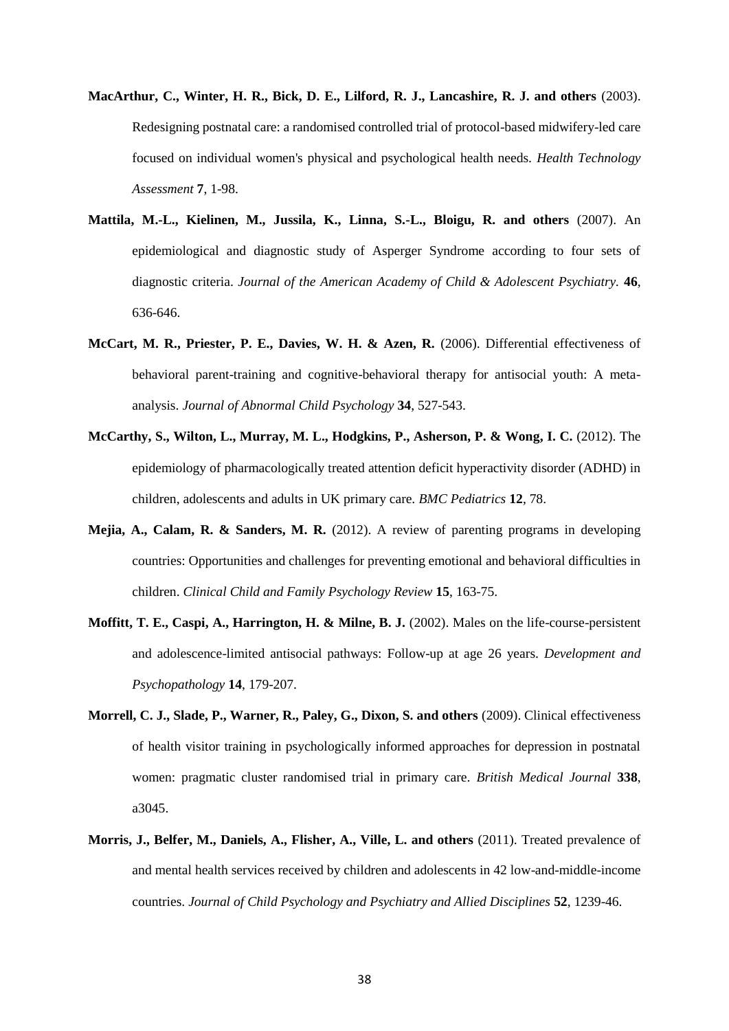**MacArthur, C., Winter, H. R., Bick, D. E., Lilford, R. J., Lancashire, R. J. and others** (2003). Redesigning postnatal care: a randomised controlled trial of protocol-based midwifery-led care focused on individual women's physical and psychological health needs. *Health Technology Assessment* **7**, 1-98.

**Mattila, M.-L., Kielinen, M., Jussila, K., Linna, S.-L., Bloigu, R. and others** (2007). An epidemiological and diagnostic study of Asperger Syndrome according to four sets of diagnostic criteria. *Journal of the American Academy of Child & Adolescent Psychiatry.* **46**, 636-646.

**McCart, M. R., Priester, P. E., Davies, W. H. & Azen, R.** (2006). Differential effectiveness of behavioral parent-training and cognitive-behavioral therapy for antisocial youth: A meta-analysis. *Journal of Abnormal Child Psychology* **34**, 527-543.

**McCarthy, S., Wilton, L., Murray, M. L., Hodgkins, P., Asherson, P. & Wong, I. C.** (2012). The epidemiology of pharmacologically treated attention deficit hyperactivity disorder (ADHD) in children, adolescents and adults in UK primary care. *BMC Pediatrics* **12**, 78.

**Mejia, A., Calam, R. & Sanders, M. R.** (2012). A review of parenting programs in developing countries: Opportunities and challenges for preventing emotional and behavioral difficulties in children. *Clinical Child and Family Psychology Review* **15**, 163-75.

**Moffitt, T. E., Caspi, A., Harrington, H. & Milne, B. J.** (2002). Males on the life-course-persistent and adolescence-limited antisocial pathways: Follow-up at age 26 years. *Development and Psychopathology* **14**, 179-207.

**Morrell, C. J., Slade, P., Warner, R., Paley, G., Dixon, S. and others** (2009). Clinical effectiveness of health visitor training in psychologically informed approaches for depression in postnatal women: pragmatic cluster randomised trial in primary care. *British Medical Journal* **338**, a3045.

**Morris, J., Belfer, M., Daniels, A., Flisher, A., Ville, L. and others** (2011). Treated prevalence of and mental health services received by children and adolescents in 42 low-and-middle-income countries. *Journal of Child Psychology and Psychiatry and Allied Disciplines* **52**, 1239-46.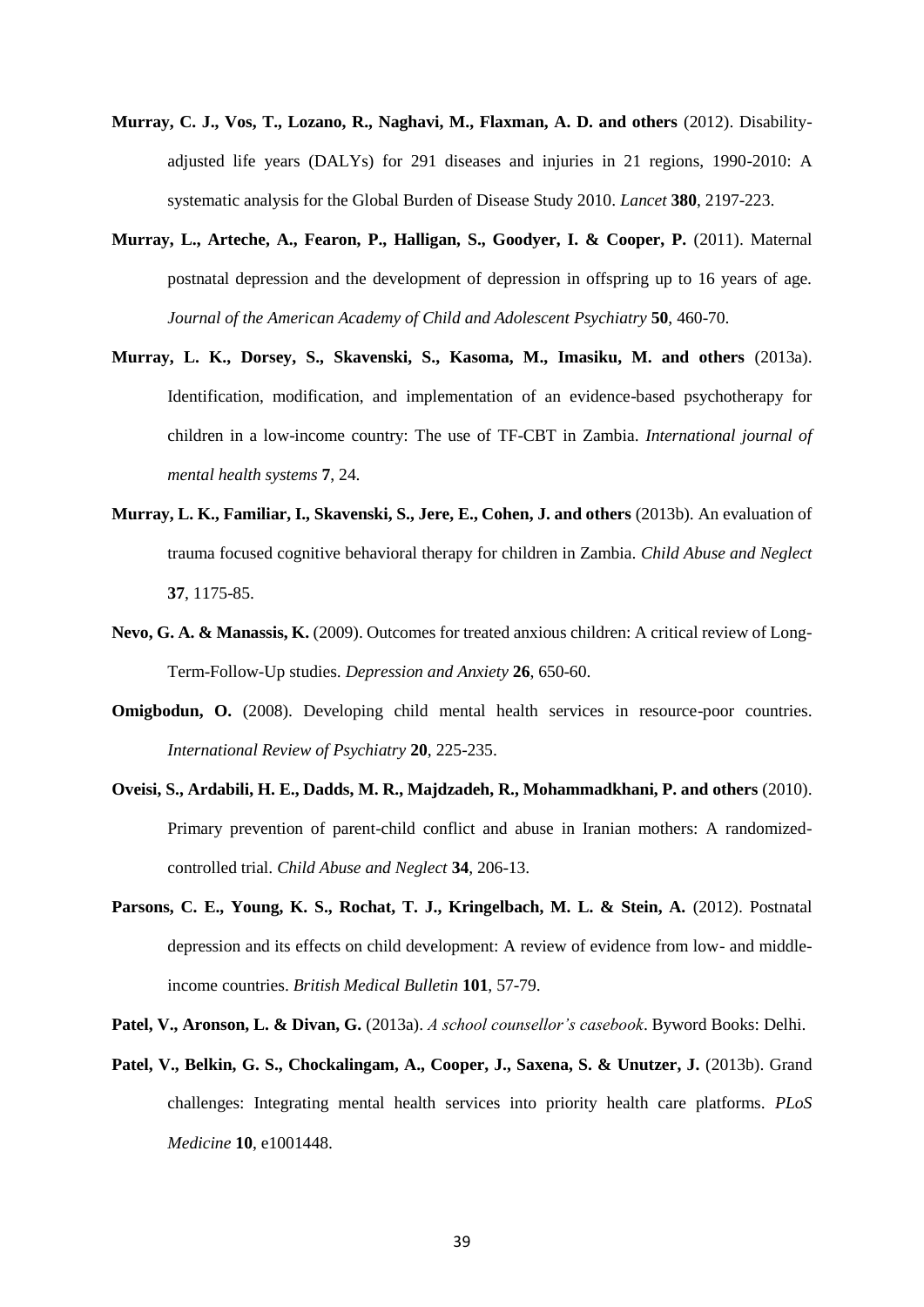**Murray, C. J., Vos, T., Lozano, R., Naghavi, M., Flaxman, A. D. and others** (2012). Disability-adjusted life years (DALYs) for 291 diseases and injuries in 21 regions, 1990-2010: A systematic analysis for the Global Burden of Disease Study 2010. *Lancet* **380**, 2197-223.

**Murray, L., Arteche, A., Fearon, P., Halligan, S., Goodyer, I. & Cooper, P.** (2011). Maternal postnatal depression and the development of depression in offspring up to 16 years of age. *Journal of the American Academy of Child and Adolescent Psychiatry* **50**, 460-70.

**Murray, L. K., Dorsey, S., Skavenski, S., Kasoma, M., Imasiku, M. and others** (2013a). Identification, modification, and implementation of an evidence-based psychotherapy for children in a low-income country: The use of TF-CBT in Zambia. *International journal of mental health systems* **7**, 24.

**Murray, L. K., Familiar, I., Skavenski, S., Jere, E., Cohen, J. and others** (2013b). An evaluation of trauma focused cognitive behavioral therapy for children in Zambia. *Child Abuse and Neglect* **37**, 1175-85.

**Nevo, G. A. & Manassis, K.** (2009). Outcomes for treated anxious children: A critical review of Long-Term-Follow-Up studies. *Depression and Anxiety* **26**, 650-60.

**Omigbodun, O.** (2008). Developing child mental health services in resource-poor countries. *International Review of Psychiatry* **20**, 225-235.

**Oveisi, S., Ardabili, H. E., Dadds, M. R., Majdzadeh, R., Mohammadkhani, P. and others** (2010). Primary prevention of parent-child conflict and abuse in Iranian mothers: A randomized-controlled trial. *Child Abuse and Neglect* **34**, 206-13.

**Parsons, C. E., Young, K. S., Rochat, T. J., Kringelbach, M. L. & Stein, A.** (2012). Postnatal depression and its effects on child development: A review of evidence from low- and middle-income countries. *British Medical Bulletin* **101**, 57-79.

**Patel, V., Aronson, L. & Divan, G.** (2013a). *A school counsellor's casebook*. Byword Books: Delhi.

**Patel, V., Belkin, G. S., Chockalingam, A., Cooper, J., Saxena, S. & Unutzer, J.** (2013b). Grand challenges: Integrating mental health services into priority health care platforms. *PLoS Medicine* **10**, e1001448.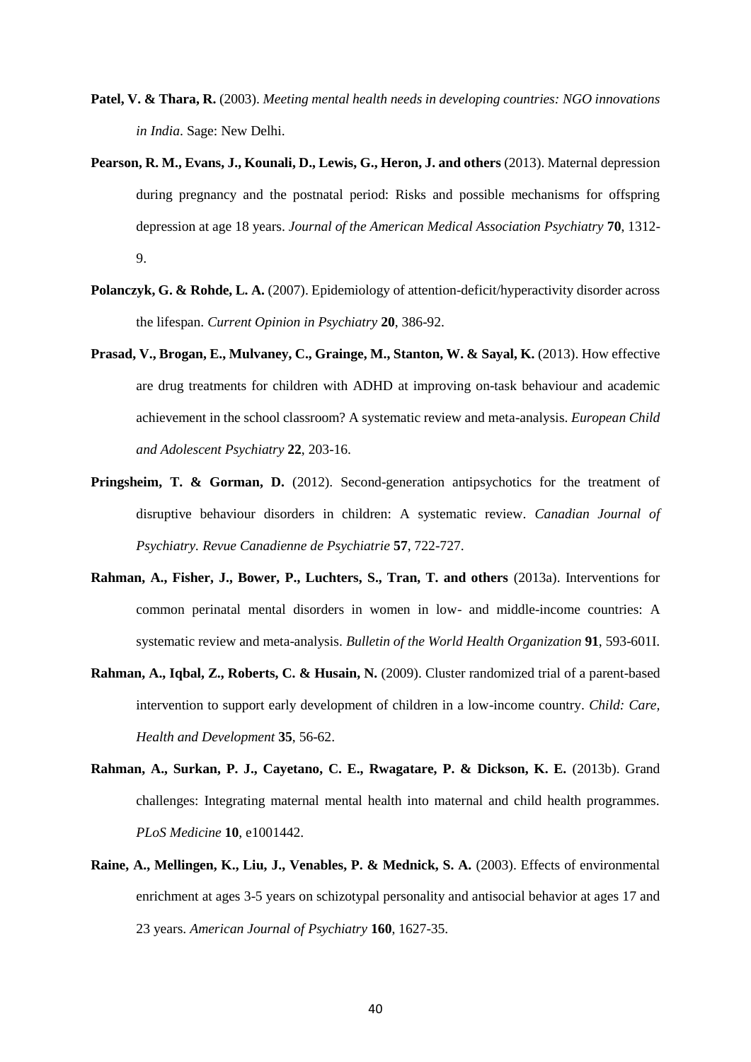**Patel, V. & Thara, R.** (2003). *Meeting mental health needs in developing countries: NGO innovations in India*. Sage: New Delhi.

**Pearson, R. M., Evans, J., Kounali, D., Lewis, G., Heron, J. and others** (2013). Maternal depression during pregnancy and the postnatal period: Risks and possible mechanisms for offspring depression at age 18 years. *Journal of the American Medical Association Psychiatry* **70**, 1312-9.

**Polanczyk, G. & Rohde, L. A.** (2007). Epidemiology of attention-deficit/hyperactivity disorder across the lifespan. *Current Opinion in Psychiatry* **20**, 386-92.

**Prasad, V., Brogan, E., Mulvaney, C., Grainge, M., Stanton, W. & Sayal, K.** (2013). How effective are drug treatments for children with ADHD at improving on-task behaviour and academic achievement in the school classroom? A systematic review and meta-analysis. *European Child and Adolescent Psychiatry* **22**, 203-16.

**Pringsheim, T. & Gorman, D.** (2012). Second-generation antipsychotics for the treatment of disruptive behaviour disorders in children: A systematic review. *Canadian Journal of Psychiatry. Revue Canadienne de Psychiatrie* **57**, 722-727.

**Rahman, A., Fisher, J., Bower, P., Luchters, S., Tran, T. and others** (2013a). Interventions for common perinatal mental disorders in women in low- and middle-income countries: A systematic review and meta-analysis. *Bulletin of the World Health Organization* **91**, 593-601I.

**Rahman, A., Iqbal, Z., Roberts, C. & Husain, N.** (2009). Cluster randomized trial of a parent-based intervention to support early development of children in a low-income country. *Child: Care, Health and Development* **35**, 56-62.

**Rahman, A., Surkan, P. J., Cayetano, C. E., Rwagatare, P. & Dickson, K. E.** (2013b). Grand challenges: Integrating maternal mental health into maternal and child health programmes. *PLoS Medicine* **10**, e1001442.

**Raine, A., Mellingen, K., Liu, J., Venables, P. & Mednick, S. A.** (2003). Effects of environmental enrichment at ages 3-5 years on schizotypal personality and antisocial behavior at ages 17 and 23 years. *American Journal of Psychiatry* **160**, 1627-35.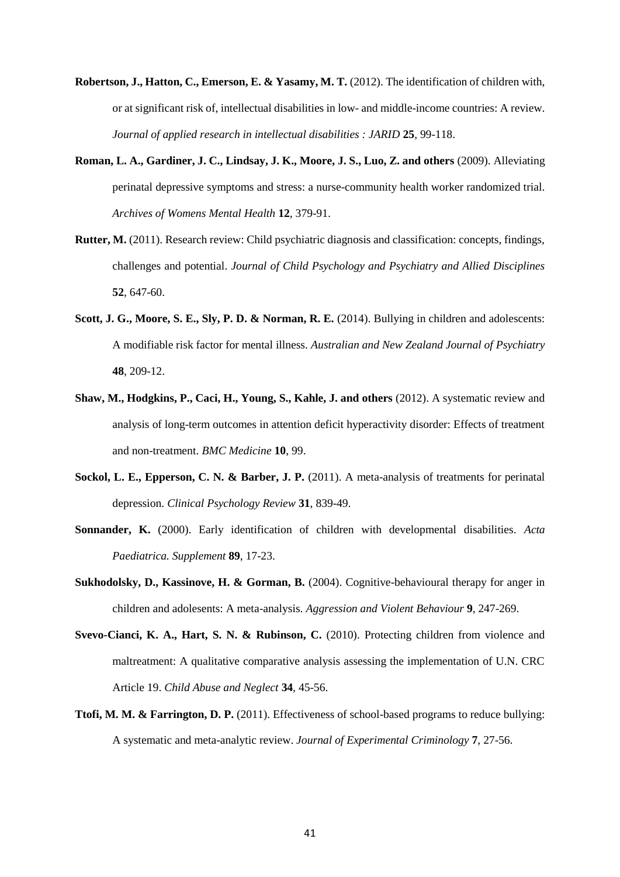**Robertson, J., Hatton, C., Emerson, E. & Yasamy, M. T.** (2012). The identification of children with, or at significant risk of, intellectual disabilities in low- and middle-income countries: A review. *Journal of applied research in intellectual disabilities : JARID* **25**, 99-118.

**Roman, L. A., Gardiner, J. C., Lindsay, J. K., Moore, J. S., Luo, Z. and others** (2009). Alleviating perinatal depressive symptoms and stress: a nurse-community health worker randomized trial. *Archives of Womens Mental Health* **12**, 379-91.

**Rutter, M.** (2011). Research review: Child psychiatric diagnosis and classification: concepts, findings, challenges and potential. *Journal of Child Psychology and Psychiatry and Allied Disciplines* **52**, 647-60.

**Scott, J. G., Moore, S. E., Sly, P. D. & Norman, R. E.** (2014). Bullying in children and adolescents: A modifiable risk factor for mental illness. *Australian and New Zealand Journal of Psychiatry* **48**, 209-12.

**Shaw, M., Hodgkins, P., Caci, H., Young, S., Kahle, J. and others** (2012). A systematic review and analysis of long-term outcomes in attention deficit hyperactivity disorder: Effects of treatment and non-treatment. *BMC Medicine* **10**, 99.

**Sockol, L. E., Epperson, C. N. & Barber, J. P.** (2011). A meta-analysis of treatments for perinatal depression. *Clinical Psychology Review* **31**, 839-49.

**Sonnander, K.** (2000). Early identification of children with developmental disabilities. *Acta Paediatrica. Supplement* **89**, 17-23.

**Sukhodolsky, D., Kassinove, H. & Gorman, B.** (2004). Cognitive-behavioural therapy for anger in children and adolesents: A meta-analysis. *Aggression and Violent Behaviour* **9**, 247-269.

**Svevo-Cianci, K. A., Hart, S. N. & Rubinson, C.** (2010). Protecting children from violence and maltreatment: A qualitative comparative analysis assessing the implementation of U.N. CRC Article 19. *Child Abuse and Neglect* **34**, 45-56.

**Ttofi, M. M. & Farrington, D. P.** (2011). Effectiveness of school-based programs to reduce bullying: A systematic and meta-analytic review. *Journal of Experimental Criminology* **7**, 27-56.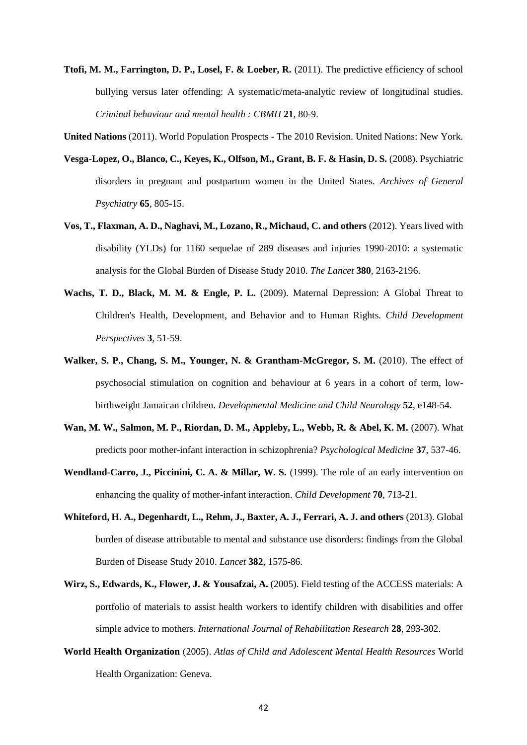**Ttofi, M. M., Farrington, D. P., Losel, F. & Loeber, R.** (2011). The predictive efficiency of school bullying versus later offending: A systematic/meta-analytic review of longitudinal studies. *Criminal behaviour and mental health : CBMH* **21**, 80-9.

**United Nations** (2011). World Population Prospects - The 2010 Revision. United Nations: New York.

**Vesga-Lopez, O., Blanco, C., Keyes, K., Olfson, M., Grant, B. F. & Hasin, D. S.** (2008). Psychiatric disorders in pregnant and postpartum women in the United States. *Archives of General Psychiatry* **65**, 805-15.

**Vos, T., Flaxman, A. D., Naghavi, M., Lozano, R., Michaud, C. and others** (2012). Years lived with disability (YLDs) for 1160 sequelae of 289 diseases and injuries 1990-2010: a systematic analysis for the Global Burden of Disease Study 2010. *The Lancet* **380**, 2163-2196.

**Wachs, T. D., Black, M. M. & Engle, P. L.** (2009). Maternal Depression: A Global Threat to Children's Health, Development, and Behavior and to Human Rights. *Child Development Perspectives* **3**, 51-59.

**Walker, S. P., Chang, S. M., Younger, N. & Grantham-McGregor, S. M.** (2010). The effect of psychosocial stimulation on cognition and behaviour at 6 years in a cohort of term, low-birthweight Jamaican children. *Developmental Medicine and Child Neurology* **52**, e148-54.

**Wan, M. W., Salmon, M. P., Riordan, D. M., Appleby, L., Webb, R. & Abel, K. M.** (2007). What predicts poor mother-infant interaction in schizophrenia? *Psychological Medicine* **37**, 537-46.

**Wendland-Carro, J., Piccinini, C. A. & Millar, W. S.** (1999). The role of an early intervention on enhancing the quality of mother-infant interaction. *Child Development* **70**, 713-21.

**Whiteford, H. A., Degenhardt, L., Rehm, J., Baxter, A. J., Ferrari, A. J. and others** (2013). Global burden of disease attributable to mental and substance use disorders: findings from the Global Burden of Disease Study 2010. *Lancet* **382**, 1575-86.

**Wirz, S., Edwards, K., Flower, J. & Yousafzai, A.** (2005). Field testing of the ACCESS materials: A portfolio of materials to assist health workers to identify children with disabilities and offer simple advice to mothers. *International Journal of Rehabilitation Research* **28**, 293-302.

**World Health Organization** (2005). *Atlas of Child and Adolescent Mental Health Resources* World Health Organization: Geneva.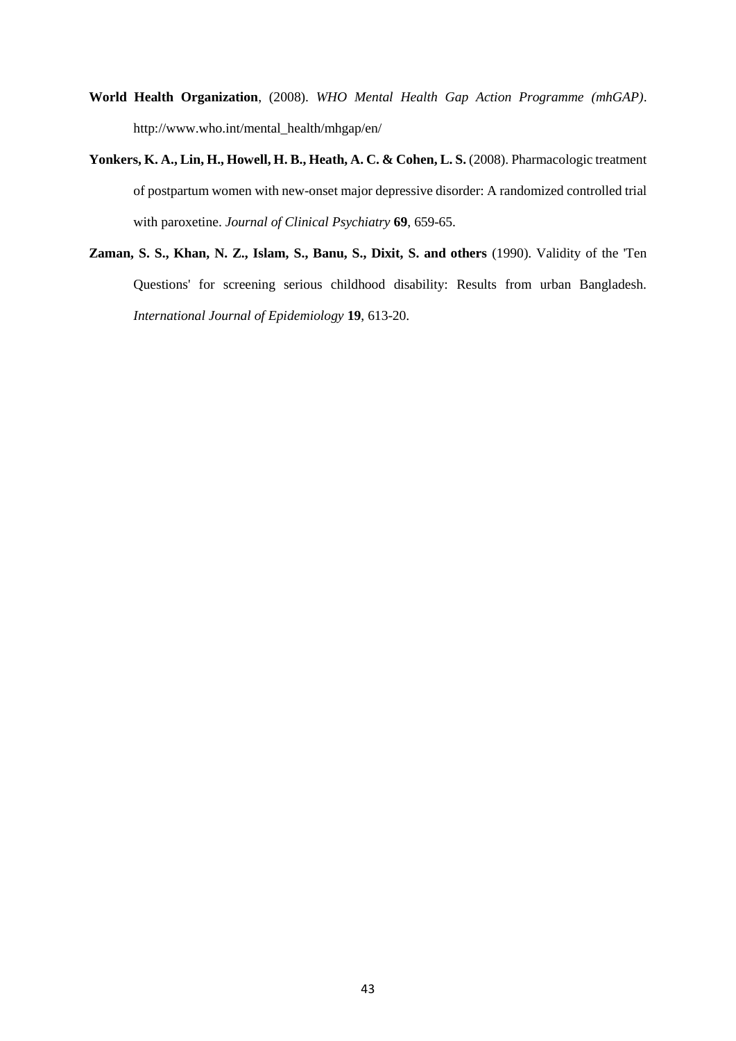**World Health Organization**, (2008). *WHO Mental Health Gap Action Programme (mhGAP)*. http://www.who.int/mental_health/mhgap/en/

**Yonkers, K. A., Lin, H., Howell, H. B., Heath, A. C. & Cohen, L. S.** (2008). Pharmacologic treatment of postpartum women with new-onset major depressive disorder: A randomized controlled trial with paroxetine. *Journal of Clinical Psychiatry* **69**, 659-65.

**Zaman, S. S., Khan, N. Z., Islam, S., Banu, S., Dixit, S. and others** (1990). Validity of the 'Ten Questions' for screening serious childhood disability: Results from urban Bangladesh. *International Journal of Epidemiology* **19**, 613-20.